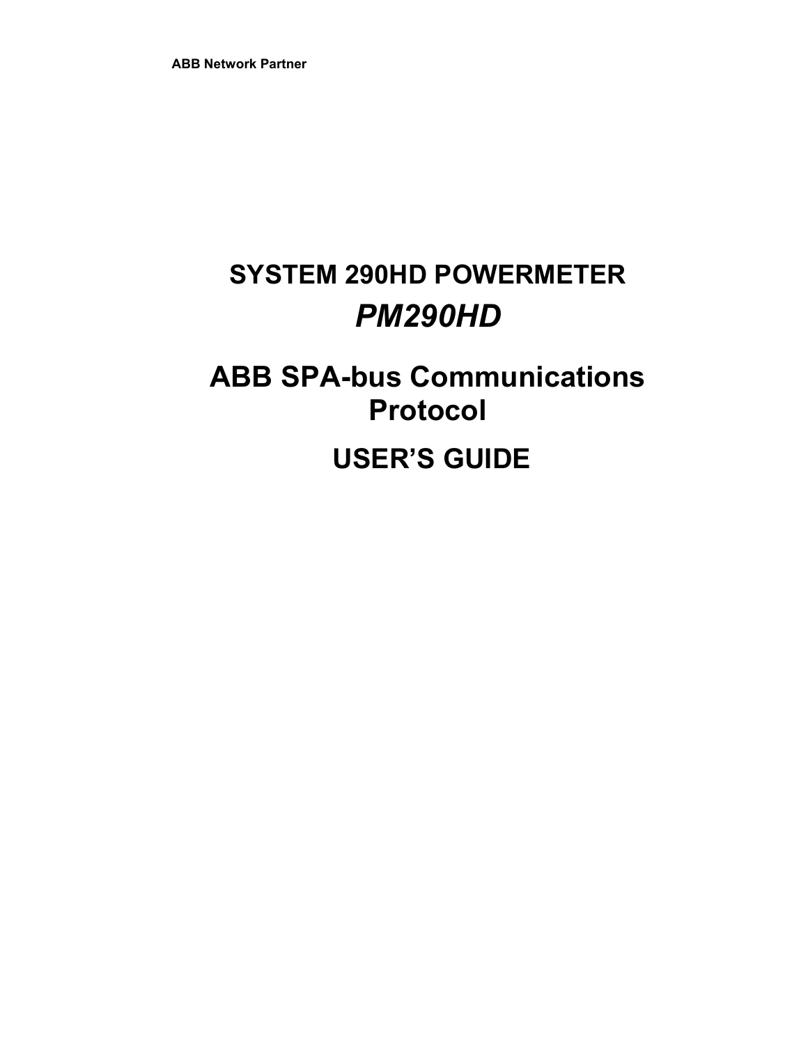**ABB Network Partner**

# SYSTEM 290HD POWERMETER

# *PM290HD*

# ABB SPA-bus Communications Protocol

# USER'S GUIDE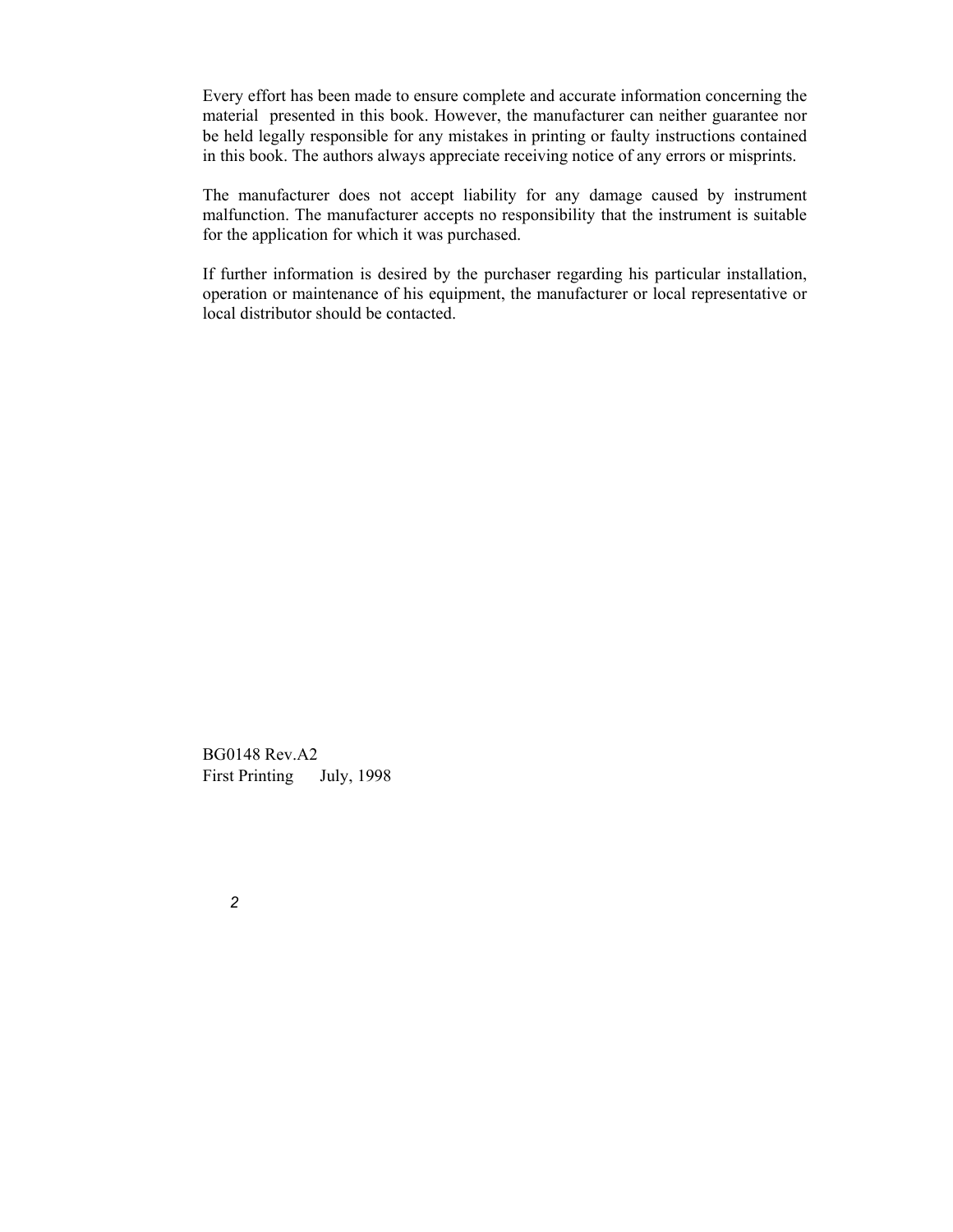Every effort has been made to ensure complete and accurate information concerning the material presented in this book. However, the manufacturer can neither guarantee nor be held legally responsible for any mistakes in printing or faulty instructions contained in this book. The authors always appreciate receiving notice of any errors or misprints.

The manufacturer does not accept liability for any damage caused by instrument malfunction. The manufacturer accepts no responsibility that the instrument is suitable for the application for which it was purchased.

If further information is desired by the purchaser regarding his particular installation, operation or maintenance of his equipment, the manufacturer or local representative or local distributor should be contacted.

BG0148 Rev.A2
First Printing July, 1998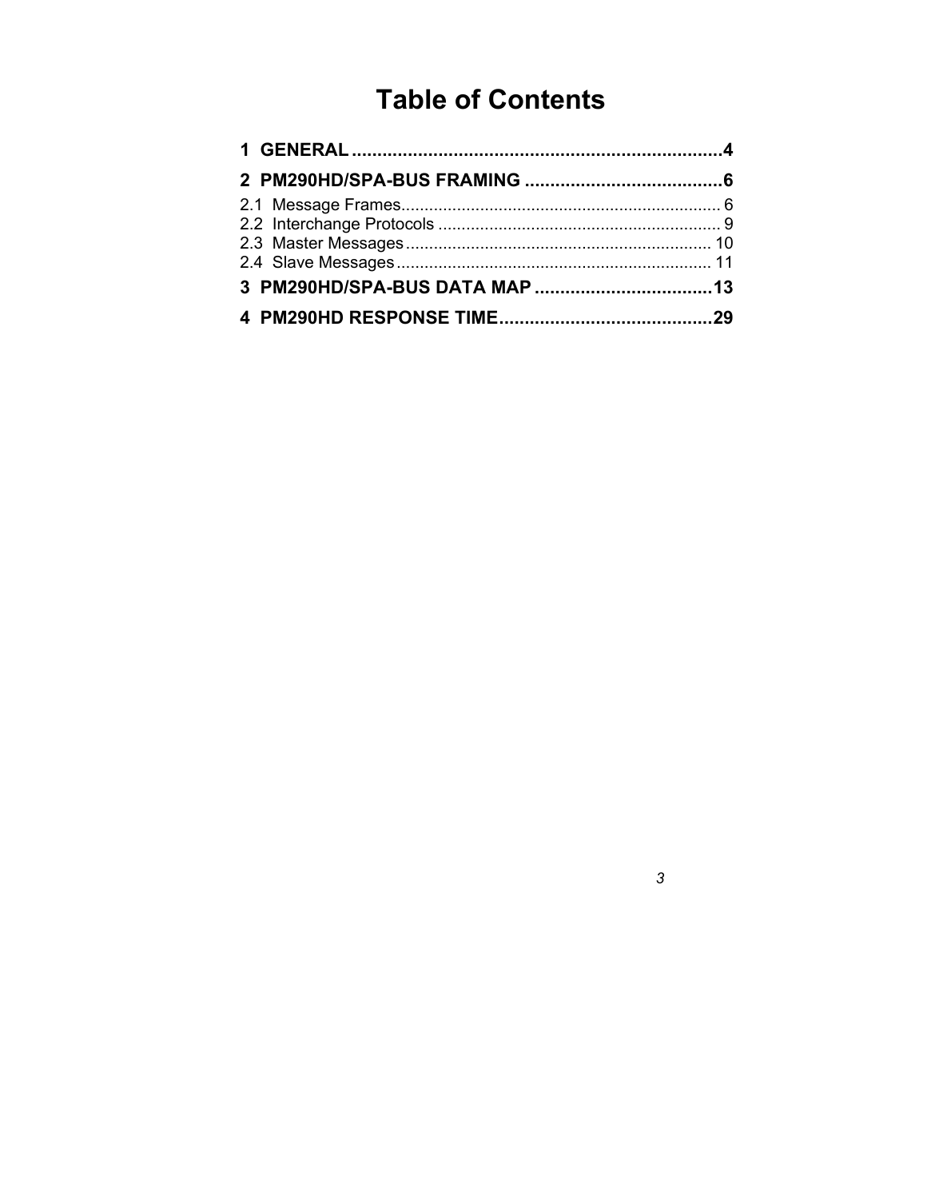# Table of Contents

**1 GENERAL .......................................................................4**

**2 PM290HD/SPA-BUS FRAMING .......................................6**

2.1 Message Frames.................................................................... 6
2.2 Interchange Protocols ............................................................ 9
2.3 Master Messages................................................................. 10
2.4 Slave Messages................................................................... 11

**3 PM290HD/SPA-BUS DATA MAP ...................................13**

**4 PM290HD RESPONSE TIME..........................................29**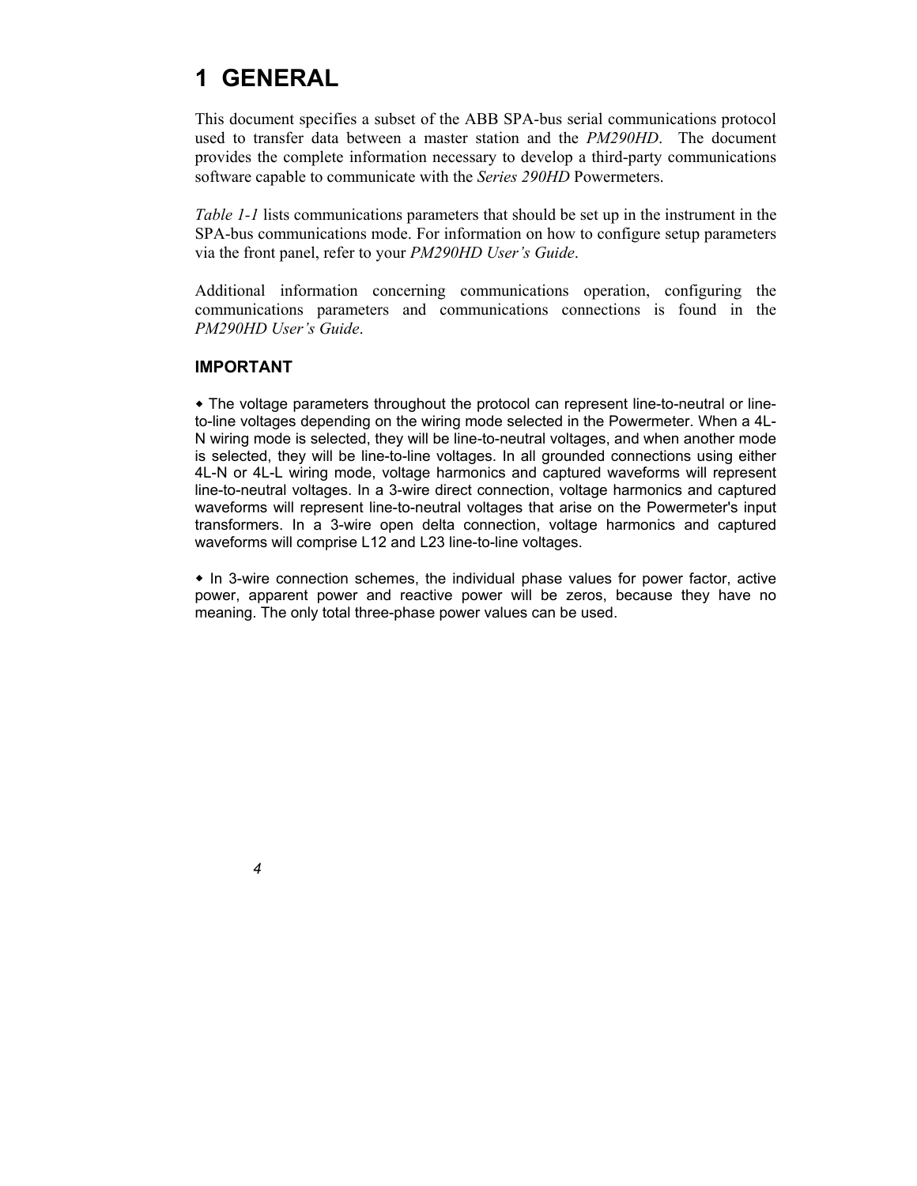# 1 GENERAL

This document specifies a subset of the ABB SPA-bus serial communications protocol used to transfer data between a master station and the *PM290HD*. The document provides the complete information necessary to develop a third-party communications software capable to communicate with the *Series 290HD* Powermeters.

*Table 1-1* lists communications parameters that should be set up in the instrument in the SPA-bus communications mode. For information on how to configure setup parameters via the front panel, refer to your *PM290HD User's Guide*.

Additional information concerning communications operation, configuring the communications parameters and communications connections is found in the *PM290HD User's Guide*.

### IMPORTANT

- The voltage parameters throughout the protocol can represent line-to-neutral or line-to-line voltages depending on the wiring mode selected in the Powermeter. When a 4L-N wiring mode is selected, they will be line-to-neutral voltages, and when another mode is selected, they will be line-to-line voltages. In all grounded connections using either 4L-N or 4L-L wiring mode, voltage harmonics and captured waveforms will represent line-to-neutral voltages. In a 3-wire direct connection, voltage harmonics and captured waveforms will represent line-to-neutral voltages that arise on the Powermeter's input transformers. In a 3-wire open delta connection, voltage harmonics and captured waveforms will comprise L12 and L23 line-to-line voltages.

- In 3-wire connection schemes, the individual phase values for power factor, active power, apparent power and reactive power will be zeros, because they have no meaning. The only total three-phase power values can be used.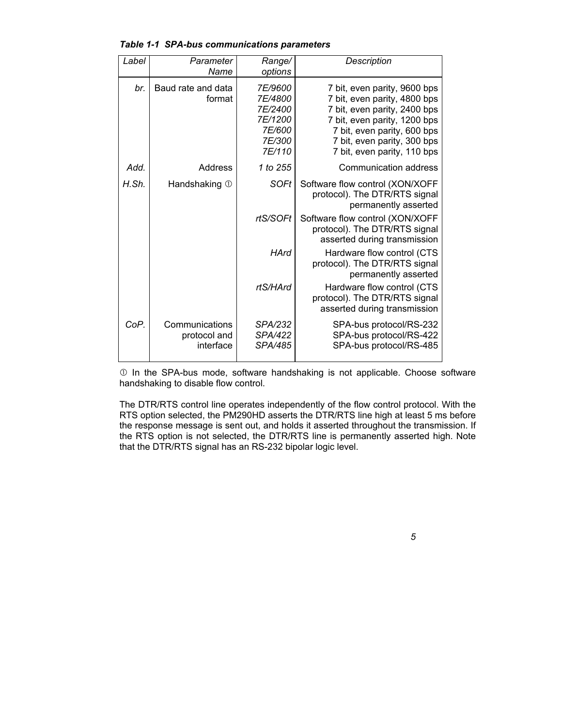*Table 1-1 SPA-bus communications parameters*

| *Label* | *Parameter Name* | *Range/ options* | *Description* |
|---|---|---|---|
| *br.* | Baud rate and data format | *7E/9600*<br>*7E/4800*<br>*7E/2400*<br>*7E/1200*<br>*7E/600*<br>*7E/300*<br>*7E/110* | 7 bit, even parity, 9600 bps<br>7 bit, even parity, 4800 bps<br>7 bit, even parity, 2400 bps<br>7 bit, even parity, 1200 bps<br>7 bit, even parity, 600 bps<br>7 bit, even parity, 300 bps<br>7 bit, even parity, 110 bps |
| *Add.* | Address | *1 to 255* | Communication address |
| *H.Sh.* | Handshaking ① | *SOFt* | Software flow control (XON/XOFF protocol). The DTR/RTS signal permanently asserted |
| | | *rtS/SOFt* | Software flow control (XON/XOFF protocol). The DTR/RTS signal asserted during transmission |
| | | *HArd* | Hardware flow control (CTS protocol). The DTR/RTS signal permanently asserted |
| | | *rtS/HArd* | Hardware flow control (CTS protocol). The DTR/RTS signal asserted during transmission |
| *CoP.* | Communications protocol and interface | *SPA/232*<br>*SPA/422*<br>*SPA/485* | SPA-bus protocol/RS-232<br>SPA-bus protocol/RS-422<br>SPA-bus protocol/RS-485 |

① In the SPA-bus mode, software handshaking is not applicable. Choose software handshaking to disable flow control.

The DTR/RTS control line operates independently of the flow control protocol. With the RTS option selected, the PM290HD asserts the DTR/RTS line high at least 5 ms before the response message is sent out, and holds it asserted throughout the transmission. If the RTS option is not selected, the DTR/RTS line is permanently asserted high. Note that the DTR/RTS signal has an RS-232 bipolar logic level.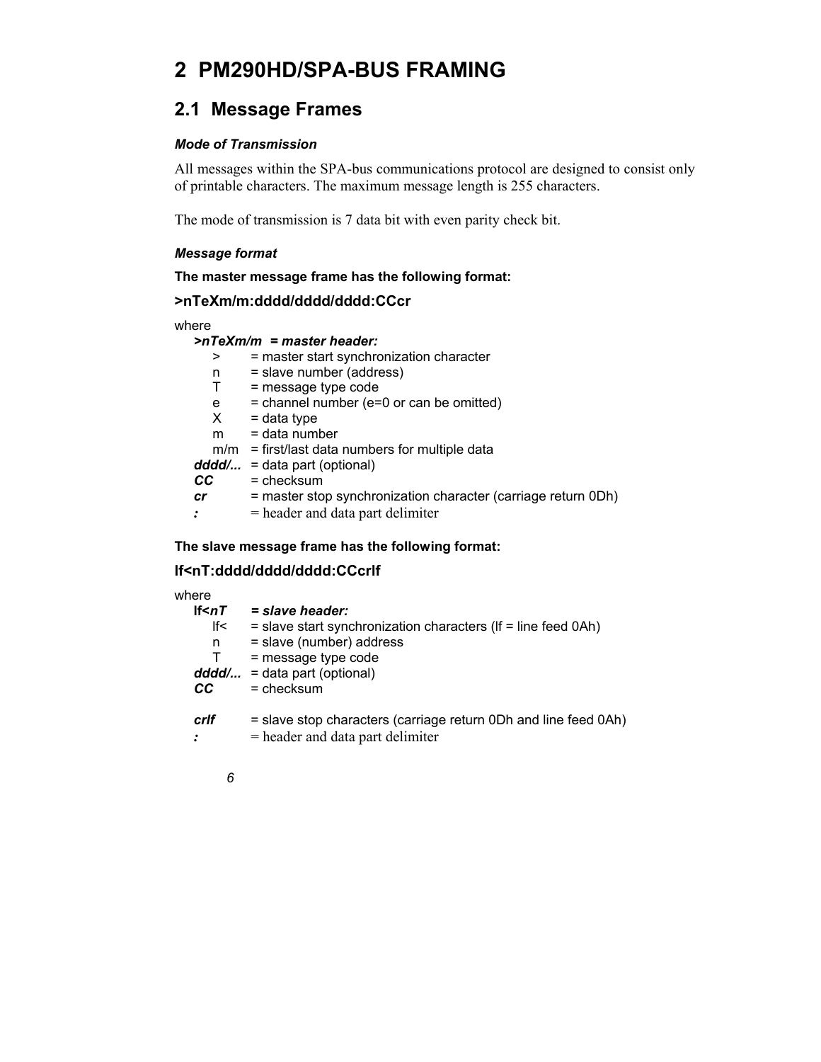# 2 PM290HD/SPA-BUS FRAMING

## 2.1 Message Frames

***Mode of Transmission***

All messages within the SPA-bus communications protocol are designed to consist only of printable characters. The maximum message length is 255 characters.

The mode of transmission is 7 data bit with even parity check bit.

***Message format***

**The master message frame has the following format:**

**>nTeXm/m:dddd/dddd/dddd:CCcr**

where

***>nTeXm/m* = *master header:***

- \> = master start synchronization character
- n = slave number (address)
- T = message type code
- e = channel number (e=0 or can be omitted)
- X = data type
- m = data number
- m/m = first/last data numbers for multiple data

***dddd/...*** = data part (optional)
***CC*** = checksum
***cr*** = master stop synchronization character (carriage return 0Dh)
***:*** = header and data part delimiter

**The slave message frame has the following format:**

**lf<nT:dddd/dddd/dddd:CCcrlf**

where

**lf<*nT*** = ***slave header:***

- lf< = slave start synchronization characters (lf = line feed 0Ah)
- n = slave (number) address
- T = message type code

***dddd/...*** = data part (optional)
***CC*** = checksum

***crlf*** = slave stop characters (carriage return 0Dh and line feed 0Ah)
***:*** = header and data part delimiter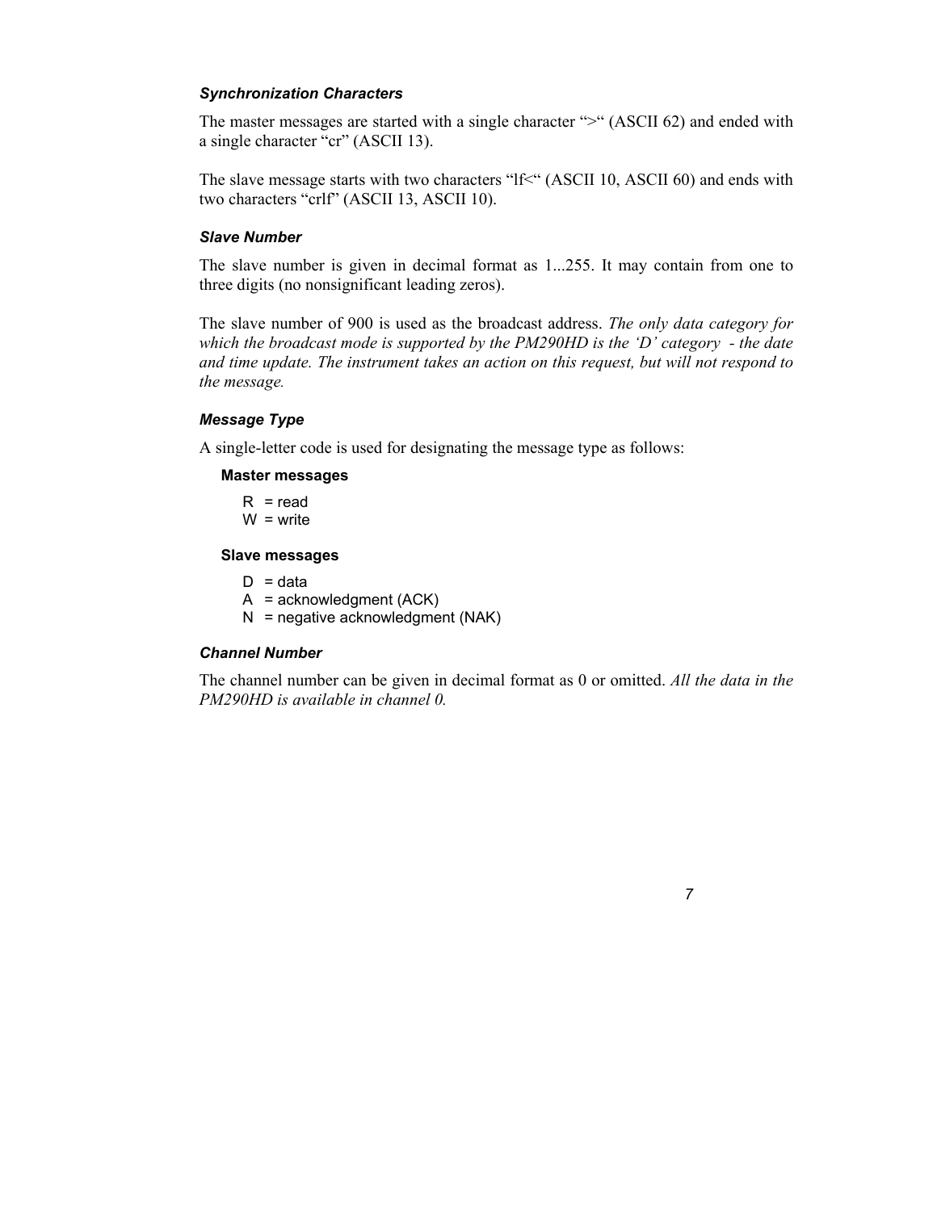### *Synchronization Characters*

The master messages are started with a single character ">" (ASCII 62) and ended with a single character "cr" (ASCII 13).

The slave message starts with two characters "lf<" (ASCII 10, ASCII 60) and ends with two characters "crlf" (ASCII 13, ASCII 10).

### *Slave Number*

The slave number is given in decimal format as 1...255. It may contain from one to three digits (no nonsignificant leading zeros).

The slave number of 900 is used as the broadcast address. *The only data category for which the broadcast mode is supported by the PM290HD is the 'D' category - the date and time update. The instrument takes an action on this request, but will not respond to the message.*

### *Message Type*

A single-letter code is used for designating the message type as follows:

**Master messages**

R = read  
W = write

**Slave messages**

D = data  
A = acknowledgment (ACK)  
N = negative acknowledgment (NAK)

### *Channel Number*

The channel number can be given in decimal format as 0 or omitted. *All the data in the PM290HD is available in channel 0.*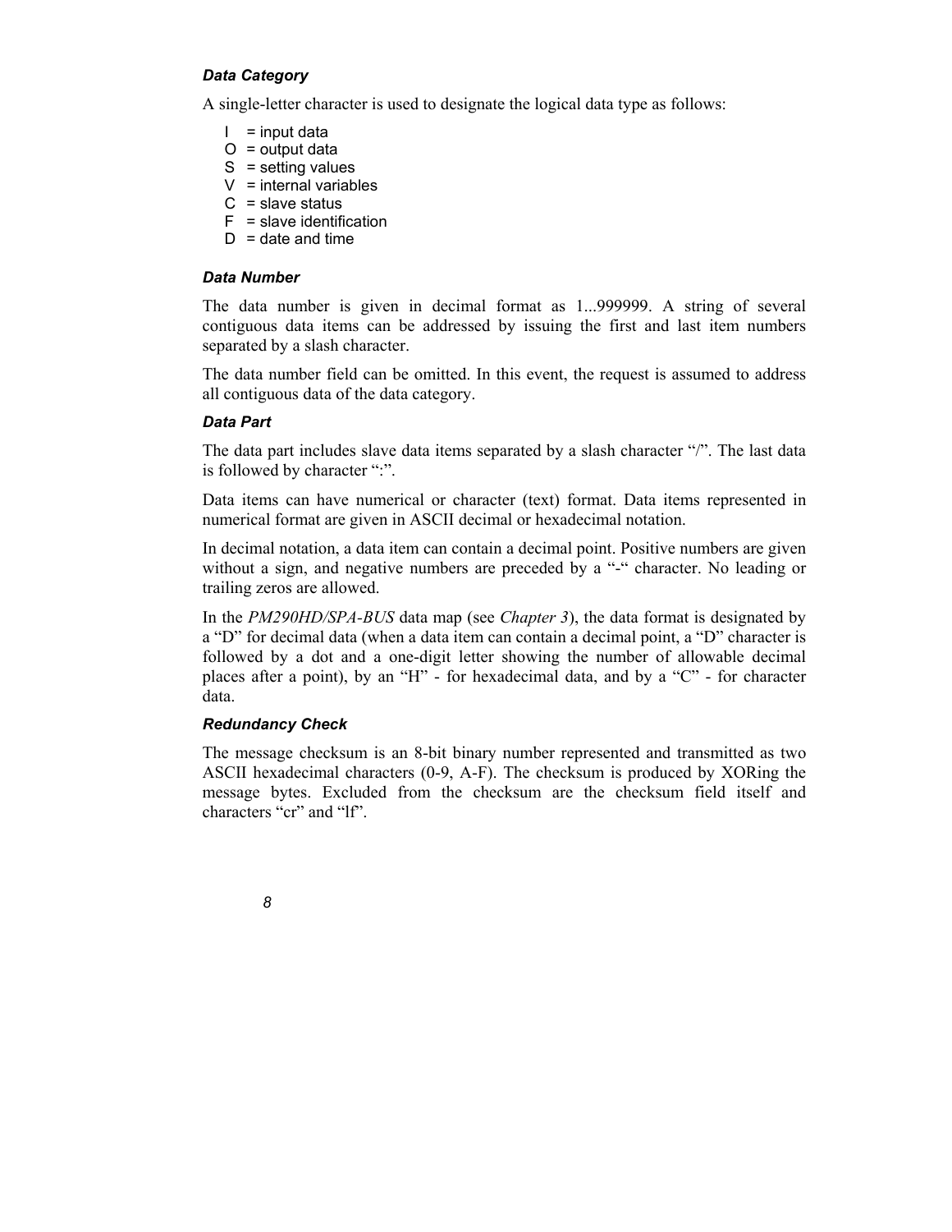### Data Category

A single-letter character is used to designate the logical data type as follows:

- I = input data
- O = output data
- S = setting values
- V = internal variables
- C = slave status
- F = slave identification
- D = date and time

### Data Number

The data number is given in decimal format as 1...999999. A string of several contiguous data items can be addressed by issuing the first and last item numbers separated by a slash character.

The data number field can be omitted. In this event, the request is assumed to address all contiguous data of the data category.

### Data Part

The data part includes slave data items separated by a slash character "/". The last data is followed by character ":".

Data items can have numerical or character (text) format. Data items represented in numerical format are given in ASCII decimal or hexadecimal notation.

In decimal notation, a data item can contain a decimal point. Positive numbers are given without a sign, and negative numbers are preceded by a "-" character. No leading or trailing zeros are allowed.

In the *PM290HD/SPA-BUS* data map (see *Chapter 3*), the data format is designated by a "D" for decimal data (when a data item can contain a decimal point, a "D" character is followed by a dot and a one-digit letter showing the number of allowable decimal places after a point), by an "H" - for hexadecimal data, and by a "C" - for character data.

### Redundancy Check

The message checksum is an 8-bit binary number represented and transmitted as two ASCII hexadecimal characters (0-9, A-F). The checksum is produced by XORing the message bytes. Excluded from the checksum are the checksum field itself and characters "cr" and "lf".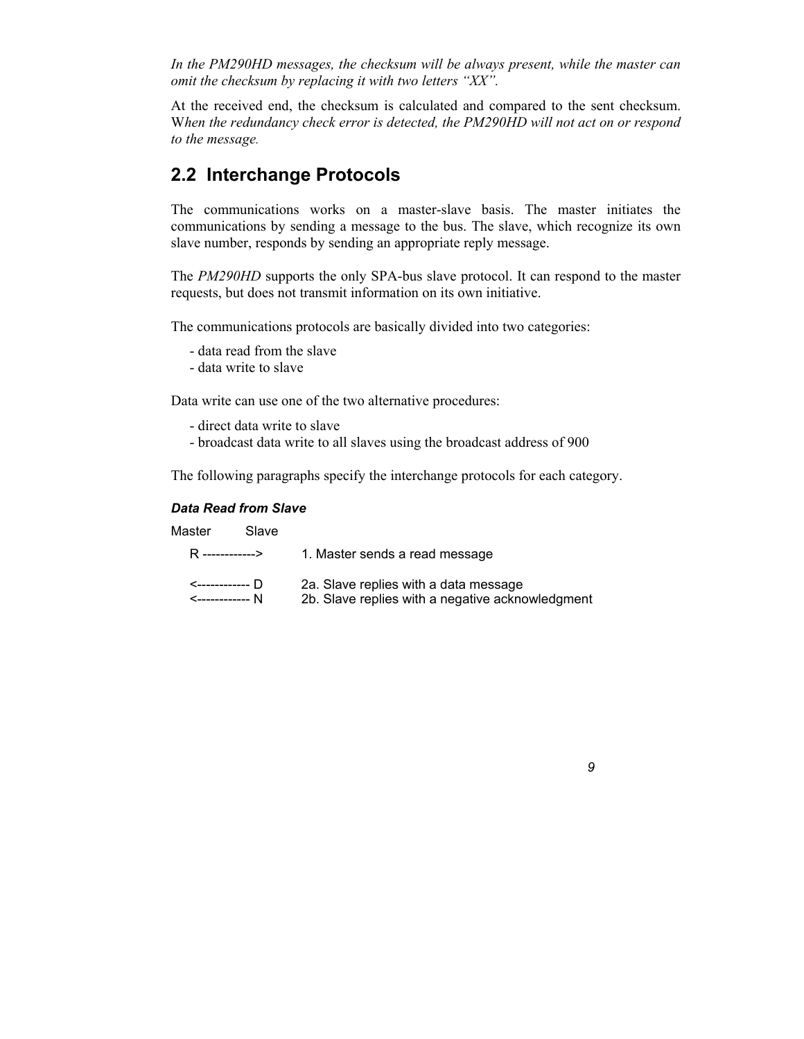*In the PM290HD messages, the checksum will be always present, while the master can omit the checksum by replacing it with two letters "XX".*

At the received end, the checksum is calculated and compared to the sent checksum. W*hen the redundancy check error is detected, the PM290HD will not act on or respond to the message.*

## 2.2 Interchange Protocols

The communications works on a master-slave basis. The master initiates the communications by sending a message to the bus. The slave, which recognize its own slave number, responds by sending an appropriate reply message.

The *PM290HD* supports the only SPA-bus slave protocol. It can respond to the master requests, but does not transmit information on its own initiative.

The communications protocols are basically divided into two categories:

- data read from the slave
- data write to slave

Data write can use one of the two alternative procedures:

- direct data write to slave
- broadcast data write to all slaves using the broadcast address of 900

The following paragraphs specify the interchange protocols for each category.

***Data Read from Slave***

```
Master        Slave
  R ------------>      1. Master sends a read message

  <------------ D      2a. Slave replies with a data message
  <------------ N      2b. Slave replies with a negative acknowledgment
```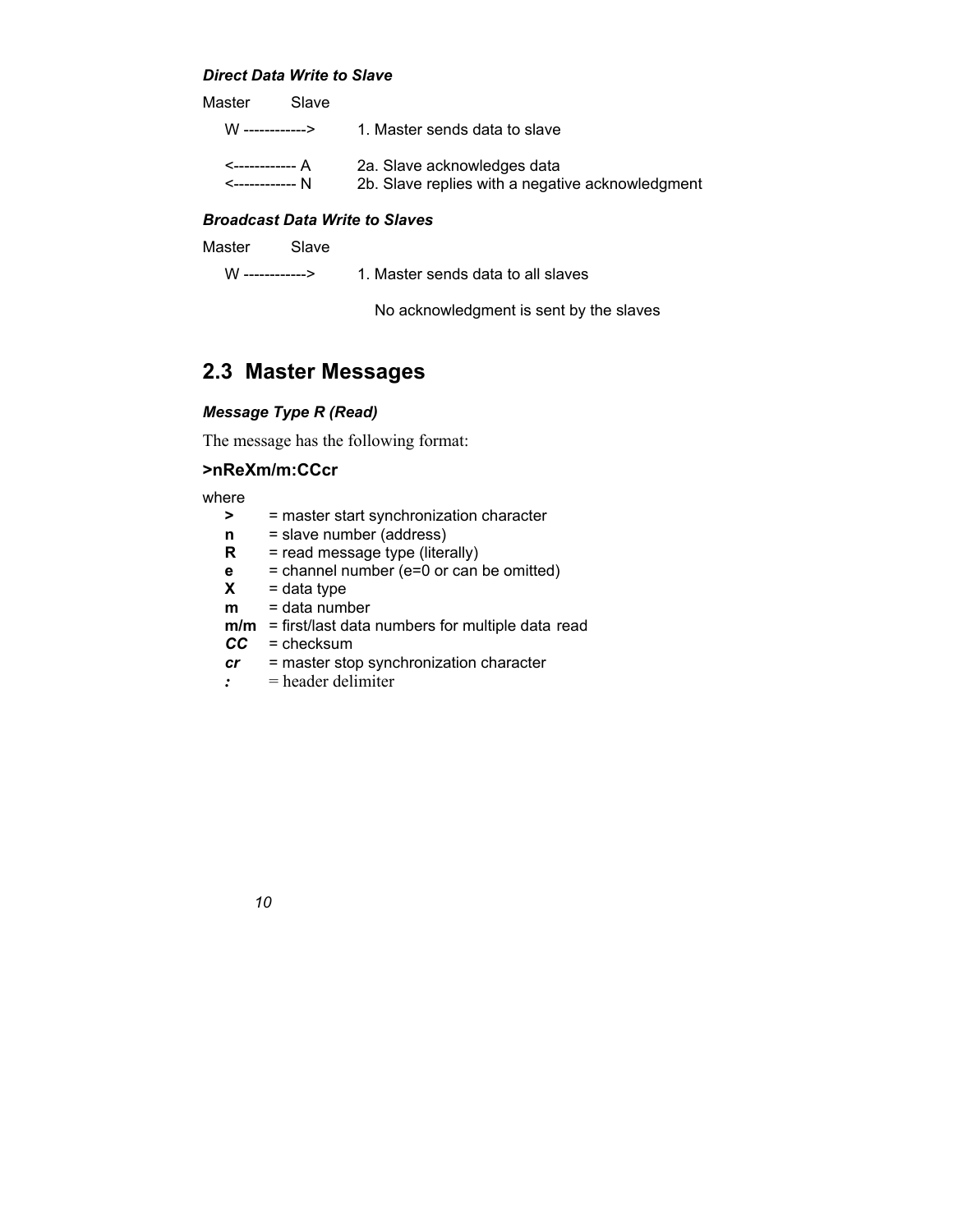***Direct Data Write to Slave***

```
Master        Slave

   W ------------>        1. Master sends data to slave

   <------------ A        2a. Slave acknowledges data
   <------------ N        2b. Slave replies with a negative acknowledgment
```

***Broadcast Data Write to Slaves***

```
Master        Slave

   W ------------>        1. Master sends data to all slaves

                             No acknowledgment is sent by the slaves
```

## 2.3 Master Messages

***Message Type R (Read)***

The message has the following format:

**>nReXm/m:CCcr**

where

- **>** = master start synchronization character
- **n** = slave number (address)
- **R** = read message type (literally)
- **e** = channel number (e=0 or can be omitted)
- **X** = data type
- **m** = data number
- **m/m** = first/last data numbers for multiple data read
- ***CC*** = checksum
- ***cr*** = master stop synchronization character
- ***:*** = header delimiter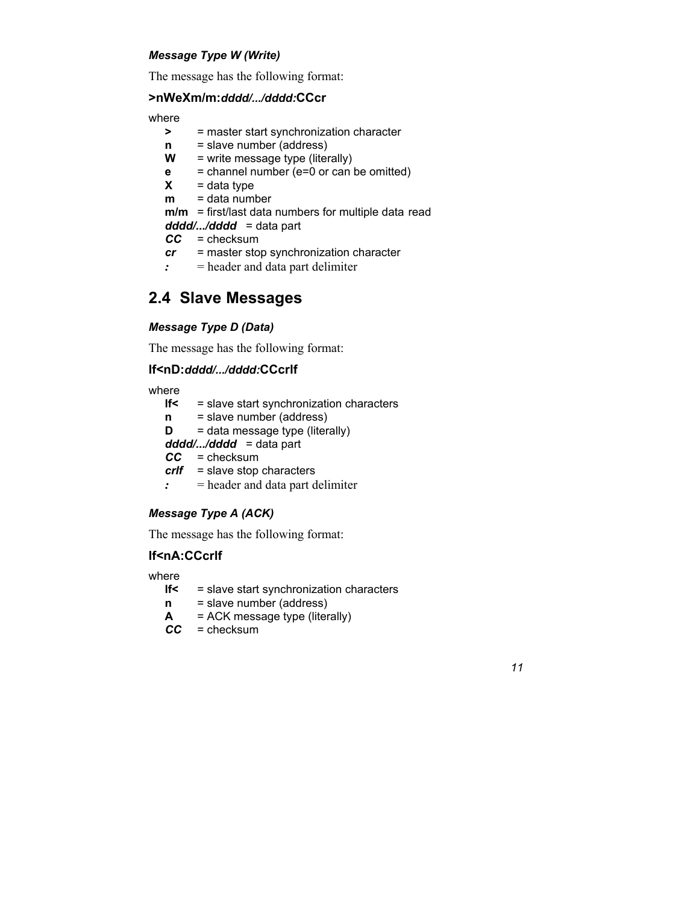#### *Message Type W (Write)*

The message has the following format:

**>nWeXm/m:*dddd/.../dddd:*CCcr**

where

- **>** = master start synchronization character
- **n** = slave number (address)
- **W** = write message type (literally)
- **e** = channel number (e=0 or can be omitted)
- **X** = data type
- **m** = data number
- **m/m** = first/last data numbers for multiple data read
- ***dddd/.../dddd*** = data part
- ***CC*** = checksum
- ***cr*** = master stop synchronization character
- ***:*** = header and data part delimiter

## 2.4 Slave Messages

#### *Message Type D (Data)*

The message has the following format:

**lf<nD:*dddd/.../dddd:*CCcrlf**

where

- **lf<** = slave start synchronization characters
- **n** = slave number (address)
- **D** = data message type (literally)
- ***dddd/.../dddd*** = data part
- ***CC*** = checksum
- ***crlf*** = slave stop characters
- ***:*** = header and data part delimiter

#### *Message Type A (ACK)*

The message has the following format:

**lf<nA:CCcrlf**

where

- **lf<** = slave start synchronization characters
- **n** = slave number (address)
- **A** = ACK message type (literally)
- ***CC*** = checksum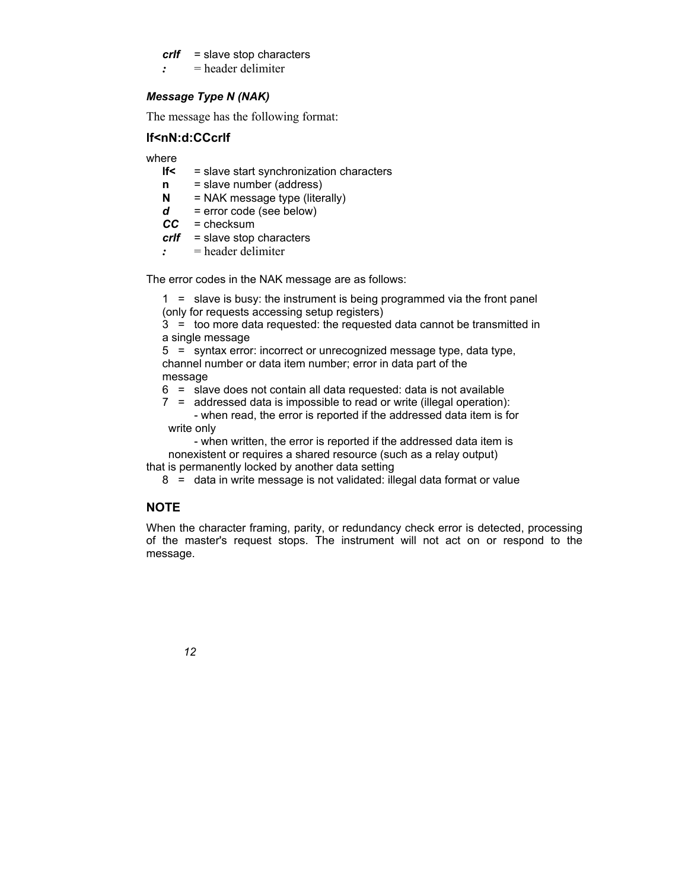**crlf** = slave stop characters
**:** = header delimiter

#### *Message Type N (NAK)*

The message has the following format:

**lf<nN:d:CCcrlf**

where

- **lf<** = slave start synchronization characters
- **n** = slave number (address)
- **N** = NAK message type (literally)
- ***d*** = error code (see below)
- ***CC*** = checksum
- ***crlf*** = slave stop characters
- ***:*** = header delimiter

The error codes in the NAK message are as follows:

1 = slave is busy: the instrument is being programmed via the front panel (only for requests accessing setup registers)
3 = too more data requested: the requested data cannot be transmitted in a single message
5 = syntax error: incorrect or unrecognized message type, data type, channel number or data item number; error in data part of the message
6 = slave does not contain all data requested: data is not available
7 = addressed data is impossible to read or write (illegal operation):
- when read, the error is reported if the addressed data item is for write only
- when written, the error is reported if the addressed data item is nonexistent or requires a shared resource (such as a relay output) that is permanently locked by another data setting

8 = data in write message is not validated: illegal data format or value

### NOTE

When the character framing, parity, or redundancy check error is detected, processing of the master's request stops. The instrument will not act on or respond to the message.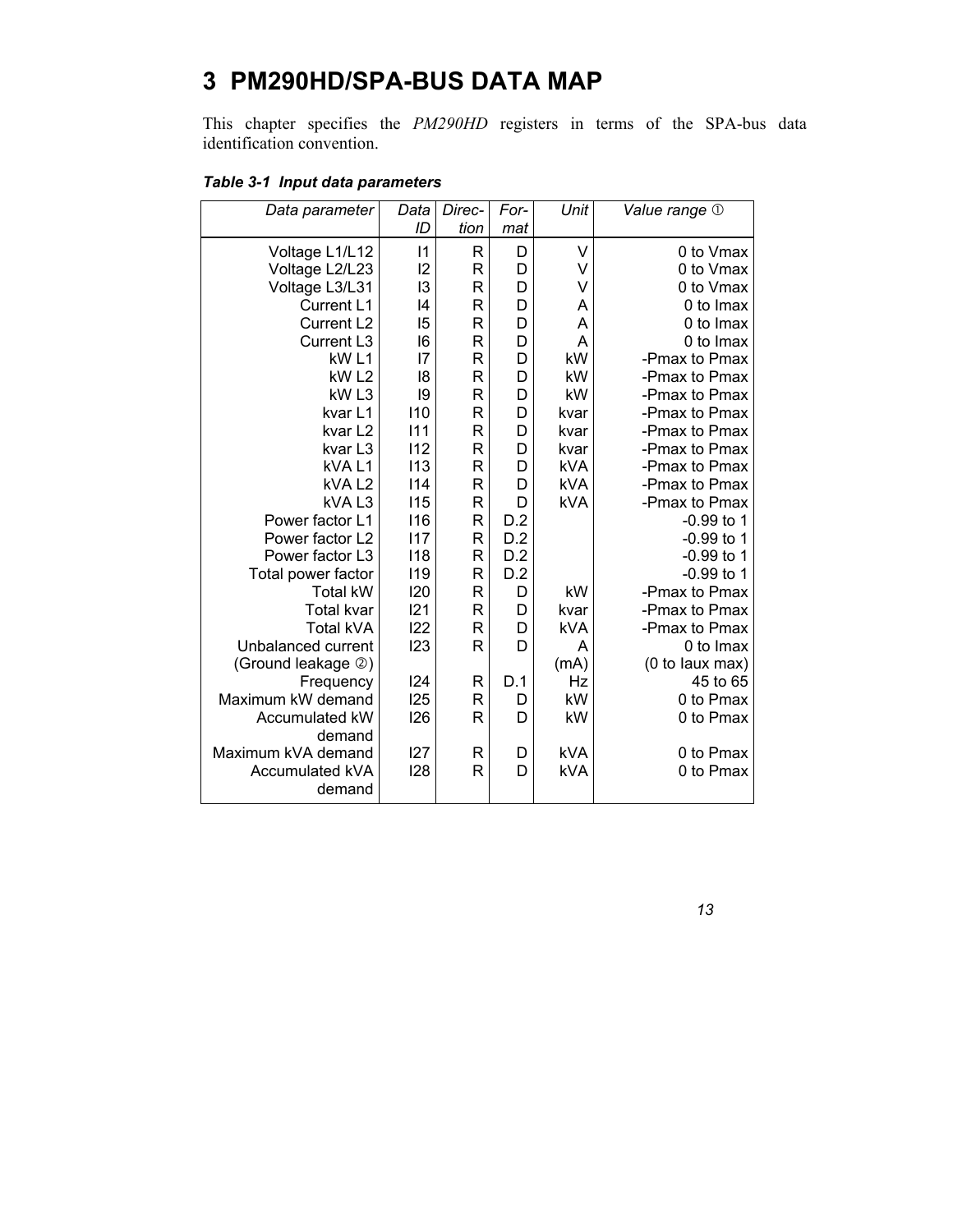# 3 PM290HD/SPA-BUS DATA MAP

This chapter specifies the *PM290HD* registers in terms of the SPA-bus data identification convention.

***Table 3-1 Input data parameters***

| *Data parameter* | *Data ID* | *Direction* | *Format* | *Unit* | *Value range* ① |
|---|---|---|---|---|---|
| Voltage L1/L12 | I1 | R | D | V | 0 to Vmax |
| Voltage L2/L23 | I2 | R | D | V | 0 to Vmax |
| Voltage L3/L31 | I3 | R | D | V | 0 to Vmax |
| Current L1 | I4 | R | D | A | 0 to Imax |
| Current L2 | I5 | R | D | A | 0 to Imax |
| Current L3 | I6 | R | D | A | 0 to Imax |
| kW L1 | I7 | R | D | kW | -Pmax to Pmax |
| kW L2 | I8 | R | D | kW | -Pmax to Pmax |
| kW L3 | I9 | R | D | kW | -Pmax to Pmax |
| kvar L1 | I10 | R | D | kvar | -Pmax to Pmax |
| kvar L2 | I11 | R | D | kvar | -Pmax to Pmax |
| kvar L3 | I12 | R | D | kvar | -Pmax to Pmax |
| kVA L1 | I13 | R | D | kVA | -Pmax to Pmax |
| kVA L2 | I14 | R | D | kVA | -Pmax to Pmax |
| kVA L3 | I15 | R | D | kVA | -Pmax to Pmax |
| Power factor L1 | I16 | R | D.2 | | -0.99 to 1 |
| Power factor L2 | I17 | R | D.2 | | -0.99 to 1 |
| Power factor L3 | I18 | R | D.2 | | -0.99 to 1 |
| Total power factor | I19 | R | D.2 | | -0.99 to 1 |
| Total kW | I20 | R | D | kW | -Pmax to Pmax |
| Total kvar | I21 | R | D | kvar | -Pmax to Pmax |
| Total kVA | I22 | R | D | kVA | -Pmax to Pmax |
| Unbalanced current (Ground leakage ②) | I23 | R | D | A (mA) | 0 to Imax (0 to Iaux max) |
| Frequency | I24 | R | D.1 | Hz | 45 to 65 |
| Maximum kW demand | I25 | R | D | kW | 0 to Pmax |
| Accumulated kW demand | I26 | R | D | kW | 0 to Pmax |
| Maximum kVA demand | I27 | R | D | kVA | 0 to Pmax |
| Accumulated kVA demand | I28 | R | D | kVA | 0 to Pmax |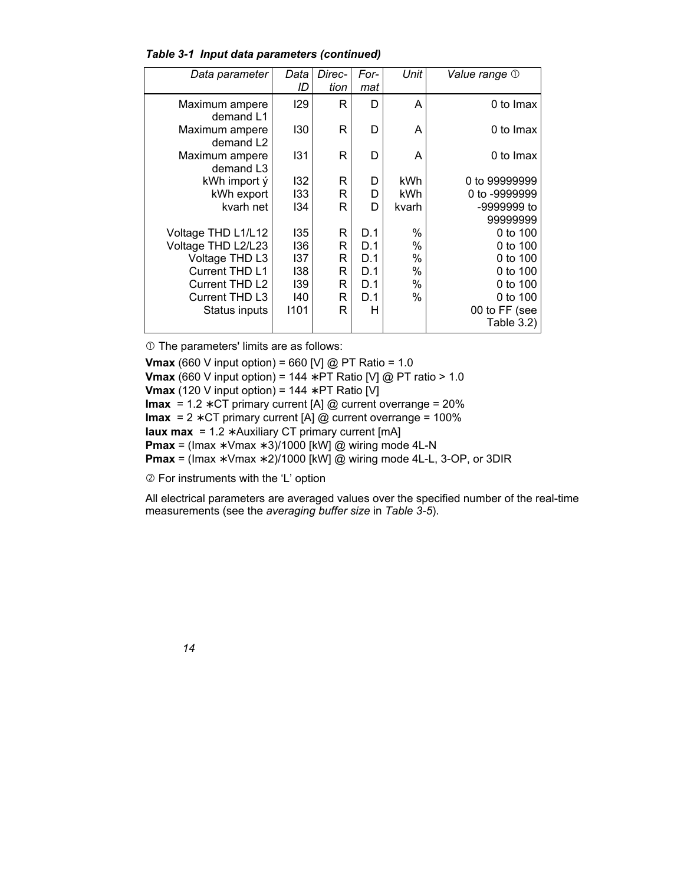***Table 3-1 Input data parameters (continued)***

| *Data parameter* | *Data ID* | *Direction* | *Format* | *Unit* | *Value range* ➀ |
|---|---|---|---|---|---|
| Maximum ampere demand L1 | I29 | R | D | A | 0 to Imax |
| Maximum ampere demand L2 | I30 | R | D | A | 0 to Imax |
| Maximum ampere demand L3 | I31 | R | D | A | 0 to Imax |
| kWh import ý | I32 | R | D | kWh | 0 to 99999999 |
| kWh export | I33 | R | D | kWh | 0 to -9999999 |
| kvarh net | I34 | R | D | kvarh | -9999999 to 99999999 |
| Voltage THD L1/L12 | I35 | R | D.1 | % | 0 to 100 |
| Voltage THD L2/L23 | I36 | R | D.1 | % | 0 to 100 |
| Voltage THD L3 | I37 | R | D.1 | % | 0 to 100 |
| Current THD L1 | I38 | R | D.1 | % | 0 to 100 |
| Current THD L2 | I39 | R | D.1 | % | 0 to 100 |
| Current THD L3 | I40 | R | D.1 | % | 0 to 100 |
| Status inputs | I101 | R | H | | 00 to FF (see Table 3.2) |

➀ The parameters' limits are as follows:

**Vmax** (660 V input option) = 660 [V] @ PT Ratio = 1.0

**Vmax** (660 V input option) = 144 ∗PT Ratio [V] @ PT ratio > 1.0

**Vmax** (120 V input option) = 144 ∗PT Ratio [V]

**Imax** = 1.2 ∗CT primary current [A] @ current overrange = 20%

**Imax** = 2 ∗CT primary current [A] @ current overrange = 100%

**Iaux max** = 1.2 ∗Auxiliary CT primary current [mA]

**Pmax** = (Imax ∗Vmax ∗3)/1000 [kW] @ wiring mode 4L-N

**Pmax** = (Imax ∗Vmax ∗2)/1000 [kW] @ wiring mode 4L-L, 3-OP, or 3DIR

➁ For instruments with the 'L' option

All electrical parameters are averaged values over the specified number of the real-time measurements (see the *averaging buffer size* in *Table 3-5*).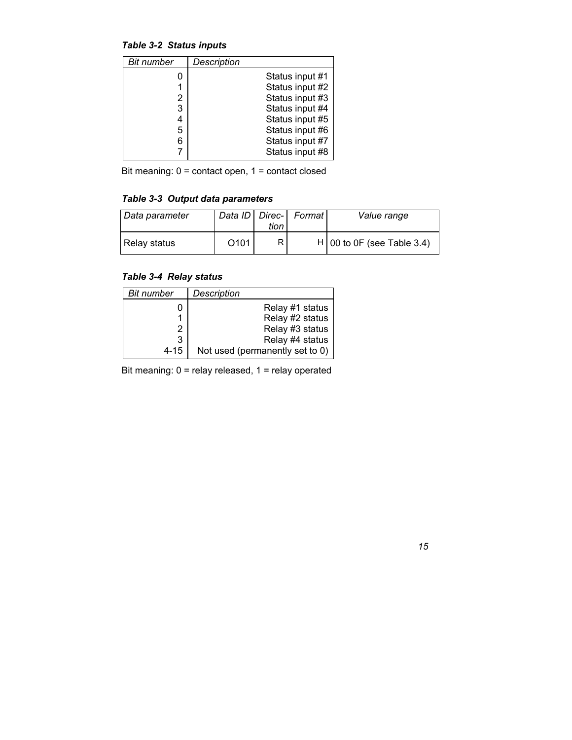***Table 3-2 Status inputs***

| *Bit number* | *Description* |
|---|---|
| 0 | Status input #1 |
| 1 | Status input #2 |
| 2 | Status input #3 |
| 3 | Status input #4 |
| 4 | Status input #5 |
| 5 | Status input #6 |
| 6 | Status input #7 |
| 7 | Status input #8 |

Bit meaning: 0 = contact open, 1 = contact closed

***Table 3-3 Output data parameters***

| *Data parameter* | *Data ID* | *Direction* | *Format* | *Value range* |
|---|---|---|---|---|
| Relay status | O101 | R | H | 00 to 0F (see Table 3.4) |

***Table 3-4 Relay status***

| *Bit number* | *Description* |
|---|---|
| 0 | Relay #1 status |
| 1 | Relay #2 status |
| 2 | Relay #3 status |
| 3 | Relay #4 status |
| 4-15 | Not used (permanently set to 0) |

Bit meaning: 0 = relay released, 1 = relay operated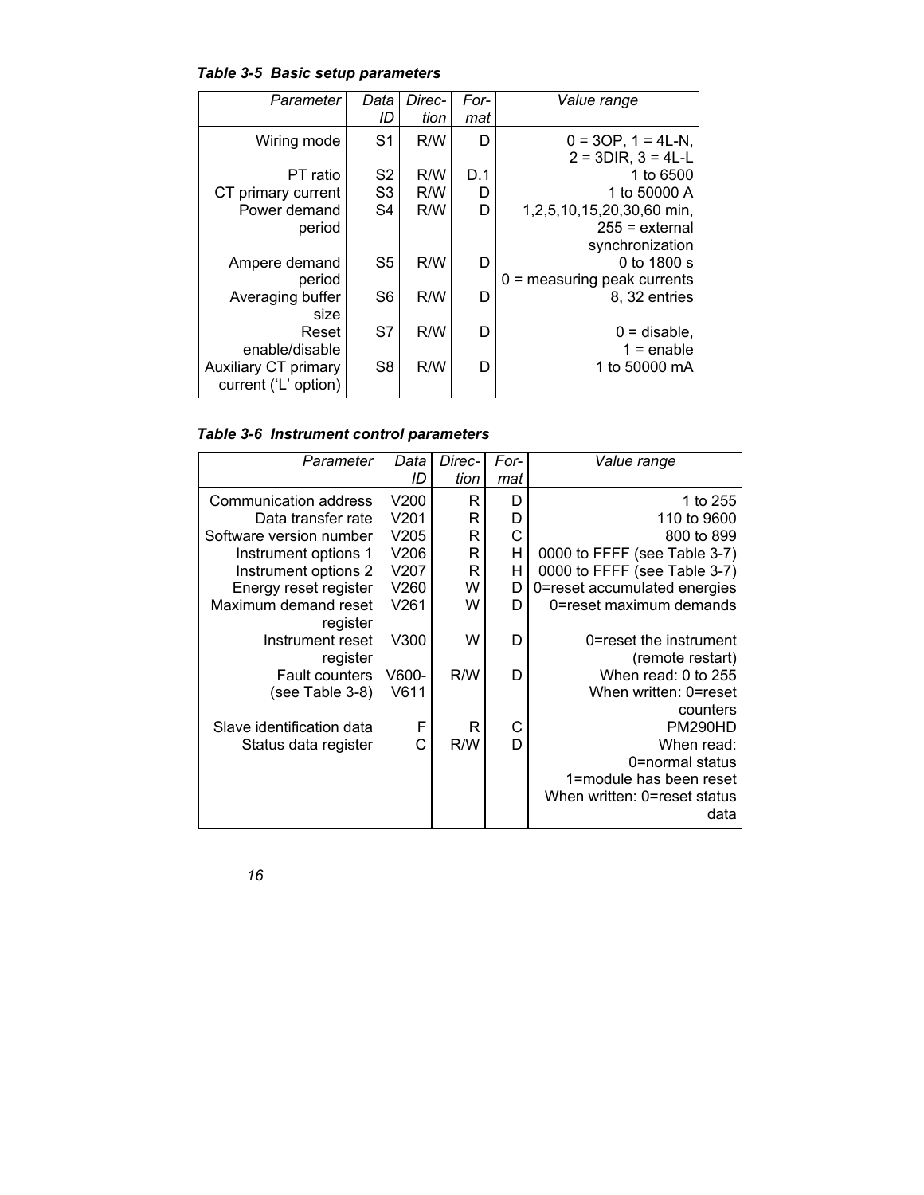***Table 3-5 Basic setup parameters***

| *Parameter* | *Data ID* | *Direction* | *Format* | *Value range* |
|---|---|---|---|---|
| Wiring mode | S1 | R/W | D | 0 = 3OP, 1 = 4L-N, 2 = 3DIR, 3 = 4L-L |
| PT ratio | S2 | R/W | D.1 | 1 to 6500 |
| CT primary current | S3 | R/W | D | 1 to 50000 A |
| Power demand period | S4 | R/W | D | 1,2,5,10,15,20,30,60 min, 255 = external synchronization |
| Ampere demand period | S5 | R/W | D | 0 to 1800 s 0 = measuring peak currents |
| Averaging buffer size | S6 | R/W | D | 8, 32 entries |
| Reset enable/disable | S7 | R/W | D | 0 = disable, 1 = enable |
| Auxiliary CT primary current ('L' option) | S8 | R/W | D | 1 to 50000 mA |

***Table 3-6 Instrument control parameters***

| *Parameter* | *Data ID* | *Direction* | *Format* | *Value range* |
|---|---|---|---|---|
| Communication address | V200 | R | D | 1 to 255 |
| Data transfer rate | V201 | R | D | 110 to 9600 |
| Software version number | V205 | R | C | 800 to 899 |
| Instrument options 1 | V206 | R | H | 0000 to FFFF (see Table 3-7) |
| Instrument options 2 | V207 | R | H | 0000 to FFFF (see Table 3-7) |
| Energy reset register | V260 | W | D | 0=reset accumulated energies |
| Maximum demand reset register | V261 | W | D | 0=reset maximum demands |
| Instrument reset register | V300 | W | D | 0=reset the instrument (remote restart) |
| Fault counters (see Table 3-8) | V600-V611 | R/W | D | When read: 0 to 255 When written: 0=reset counters |
| Slave identification data | F | R | C | PM290HD |
| Status data register | C | R/W | D | When read: 0=normal status 1=module has been reset When written: 0=reset status data |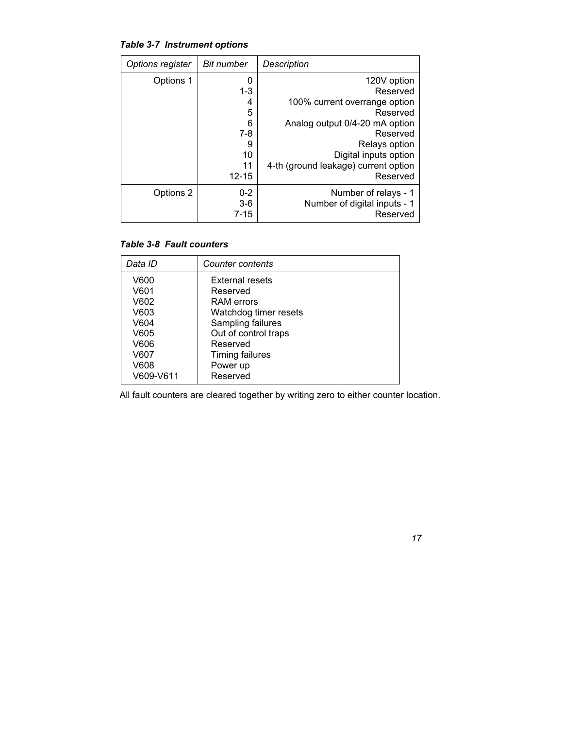*Table 3-7 Instrument options*

| *Options register* | *Bit number* | *Description* |
|---|---|---|
| Options 1 | 0 | 120V option |
| | 1-3 | Reserved |
| | 4 | 100% current overrange option |
| | 5 | Reserved |
| | 6 | Analog output 0/4-20 mA option |
| | 7-8 | Reserved |
| | 9 | Relays option |
| | 10 | Digital inputs option |
| | 11 | 4-th (ground leakage) current option |
| | 12-15 | Reserved |
| Options 2 | 0-2 | Number of relays - 1 |
| | 3-6 | Number of digital inputs - 1 |
| | 7-15 | Reserved |

*Table 3-8 Fault counters*

| *Data ID* | *Counter contents* |
|---|---|
| V600 | External resets |
| V601 | Reserved |
| V602 | RAM errors |
| V603 | Watchdog timer resets |
| V604 | Sampling failures |
| V605 | Out of control traps |
| V606 | Reserved |
| V607 | Timing failures |
| V608 | Power up |
| V609-V611 | Reserved |

All fault counters are cleared together by writing zero to either counter location.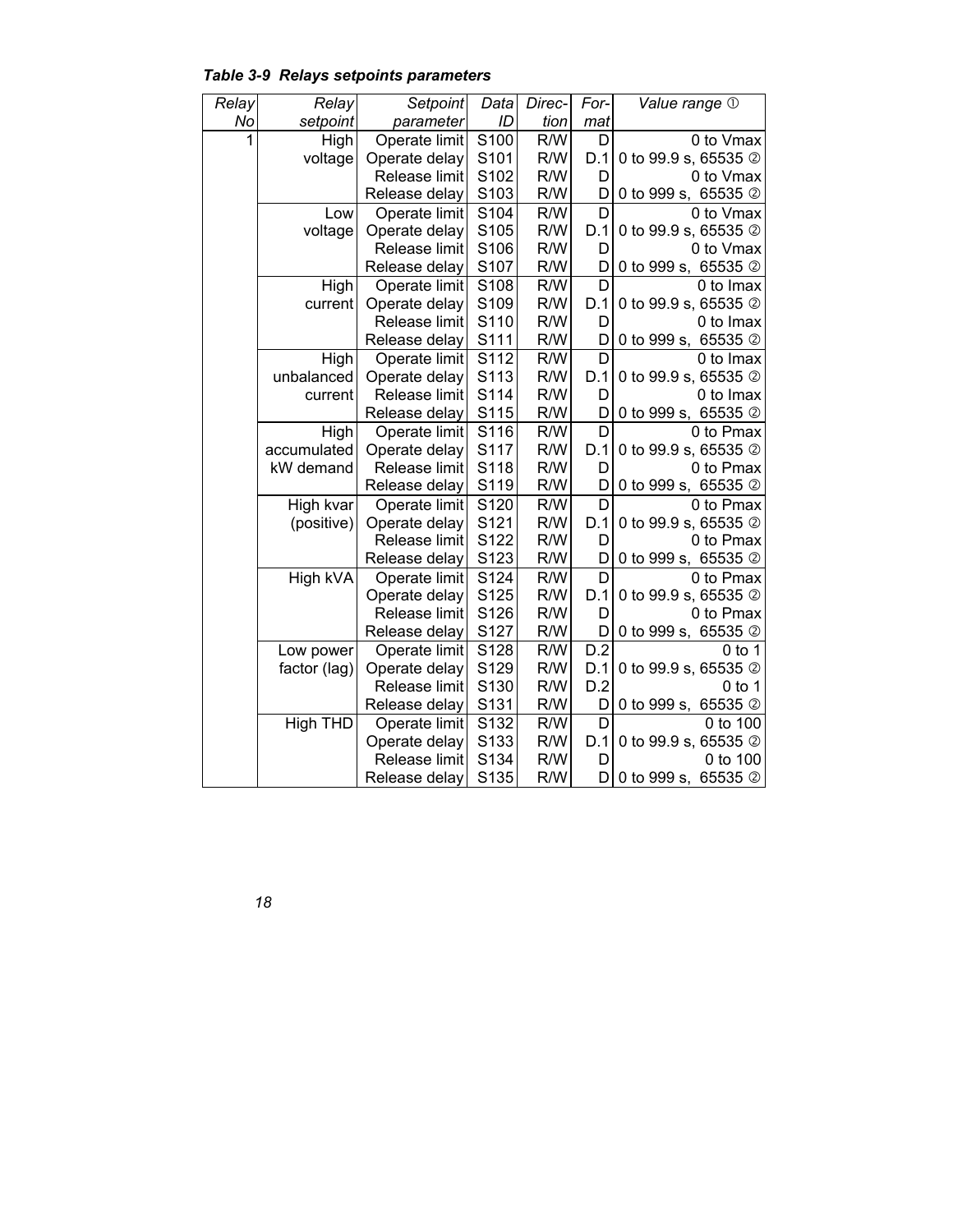*Table 3-9 Relays setpoints parameters*

| *Relay No* | *Relay setpoint* | *Setpoint parameter* | *Data ID* | *Direction* | *Format* | *Value range* ① |
|---|---|---|---|---|---|---|
| 1 | High voltage | Operate limit | S100 | R/W | D | 0 to Vmax |
| | | Operate delay | S101 | R/W | D.1 | 0 to 99.9 s, 65535 ② |
| | | Release limit | S102 | R/W | D | 0 to Vmax |
| | | Release delay | S103 | R/W | D | 0 to 999 s, 65535 ② |
| | Low voltage | Operate limit | S104 | R/W | D | 0 to Vmax |
| | | Operate delay | S105 | R/W | D.1 | 0 to 99.9 s, 65535 ② |
| | | Release limit | S106 | R/W | D | 0 to Vmax |
| | | Release delay | S107 | R/W | D | 0 to 999 s, 65535 ② |
| | High current | Operate limit | S108 | R/W | D | 0 to Imax |
| | | Operate delay | S109 | R/W | D.1 | 0 to 99.9 s, 65535 ② |
| | | Release limit | S110 | R/W | D | 0 to Imax |
| | | Release delay | S111 | R/W | D | 0 to 999 s, 65535 ② |
| | High unbalanced current | Operate limit | S112 | R/W | D | 0 to Imax |
| | | Operate delay | S113 | R/W | D.1 | 0 to 99.9 s, 65535 ② |
| | | Release limit | S114 | R/W | D | 0 to Imax |
| | | Release delay | S115 | R/W | D | 0 to 999 s, 65535 ② |
| | High accumulated kW demand | Operate limit | S116 | R/W | D | 0 to Pmax |
| | | Operate delay | S117 | R/W | D.1 | 0 to 99.9 s, 65535 ② |
| | | Release limit | S118 | R/W | D | 0 to Pmax |
| | | Release delay | S119 | R/W | D | 0 to 999 s, 65535 ② |
| | High kvar (positive) | Operate limit | S120 | R/W | D | 0 to Pmax |
| | | Operate delay | S121 | R/W | D.1 | 0 to 99.9 s, 65535 ② |
| | | Release limit | S122 | R/W | D | 0 to Pmax |
| | | Release delay | S123 | R/W | D | 0 to 999 s, 65535 ② |
| | High kVA | Operate limit | S124 | R/W | D | 0 to Pmax |
| | | Operate delay | S125 | R/W | D.1 | 0 to 99.9 s, 65535 ② |
| | | Release limit | S126 | R/W | D | 0 to Pmax |
| | | Release delay | S127 | R/W | D | 0 to 999 s, 65535 ② |
| | Low power factor (lag) | Operate limit | S128 | R/W | D.2 | 0 to 1 |
| | | Operate delay | S129 | R/W | D.1 | 0 to 99.9 s, 65535 ② |
| | | Release limit | S130 | R/W | D.2 | 0 to 1 |
| | | Release delay | S131 | R/W | D | 0 to 999 s, 65535 ② |
| | High THD | Operate limit | S132 | R/W | D | 0 to 100 |
| | | Operate delay | S133 | R/W | D.1 | 0 to 99.9 s, 65535 ② |
| | | Release limit | S134 | R/W | D | 0 to 100 |
| | | Release delay | S135 | R/W | D | 0 to 999 s, 65535 ② |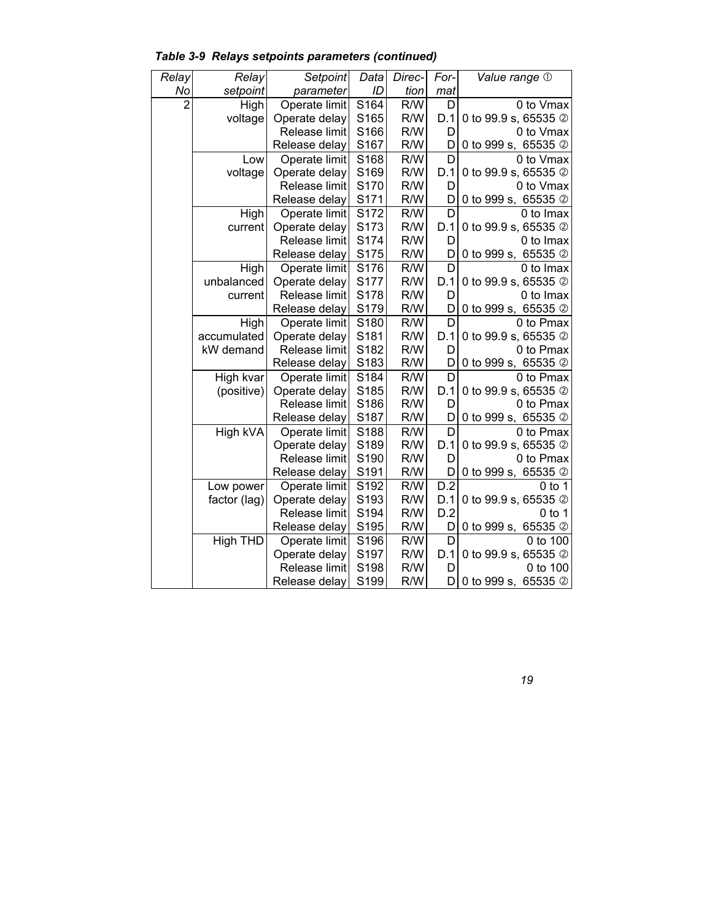*Table 3-9 Relays setpoints parameters (continued)*

| *Relay No* | *Relay setpoint* | *Setpoint parameter* | *Data ID* | *Direction* | *Format* | *Value range* ① |
|---|---|---|---|---|---|---|
| 2 | High voltage | Operate limit | S164 | R/W | D | 0 to Vmax |
| | | Operate delay | S165 | R/W | D.1 | 0 to 99.9 s, 65535 ② |
| | | Release limit | S166 | R/W | D | 0 to Vmax |
| | | Release delay | S167 | R/W | D | 0 to 999 s, 65535 ② |
| | Low voltage | Operate limit | S168 | R/W | D | 0 to Vmax |
| | | Operate delay | S169 | R/W | D.1 | 0 to 99.9 s, 65535 ② |
| | | Release limit | S170 | R/W | D | 0 to Vmax |
| | | Release delay | S171 | R/W | D | 0 to 999 s, 65535 ② |
| | High current | Operate limit | S172 | R/W | D | 0 to Imax |
| | | Operate delay | S173 | R/W | D.1 | 0 to 99.9 s, 65535 ② |
| | | Release limit | S174 | R/W | D | 0 to Imax |
| | | Release delay | S175 | R/W | D | 0 to 999 s, 65535 ② |
| | High unbalanced current | Operate limit | S176 | R/W | D | 0 to Imax |
| | | Operate delay | S177 | R/W | D.1 | 0 to 99.9 s, 65535 ② |
| | | Release limit | S178 | R/W | D | 0 to Imax |
| | | Release delay | S179 | R/W | D | 0 to 999 s, 65535 ② |
| | High accumulated kW demand | Operate limit | S180 | R/W | D | 0 to Pmax |
| | | Operate delay | S181 | R/W | D.1 | 0 to 99.9 s, 65535 ② |
| | | Release limit | S182 | R/W | D | 0 to Pmax |
| | | Release delay | S183 | R/W | D | 0 to 999 s, 65535 ② |
| | High kvar (positive) | Operate limit | S184 | R/W | D | 0 to Pmax |
| | | Operate delay | S185 | R/W | D.1 | 0 to 99.9 s, 65535 ② |
| | | Release limit | S186 | R/W | D | 0 to Pmax |
| | | Release delay | S187 | R/W | D | 0 to 999 s, 65535 ② |
| | High kVA | Operate limit | S188 | R/W | D | 0 to Pmax |
| | | Operate delay | S189 | R/W | D.1 | 0 to 99.9 s, 65535 ② |
| | | Release limit | S190 | R/W | D | 0 to Pmax |
| | | Release delay | S191 | R/W | D | 0 to 999 s, 65535 ② |
| | Low power factor (lag) | Operate limit | S192 | R/W | D.2 | 0 to 1 |
| | | Operate delay | S193 | R/W | D.1 | 0 to 99.9 s, 65535 ② |
| | | Release limit | S194 | R/W | D.2 | 0 to 1 |
| | | Release delay | S195 | R/W | D | 0 to 999 s, 65535 ② |
| | High THD | Operate limit | S196 | R/W | D | 0 to 100 |
| | | Operate delay | S197 | R/W | D.1 | 0 to 99.9 s, 65535 ② |
| | | Release limit | S198 | R/W | D | 0 to 100 |
| | | Release delay | S199 | R/W | D | 0 to 999 s, 65535 ② |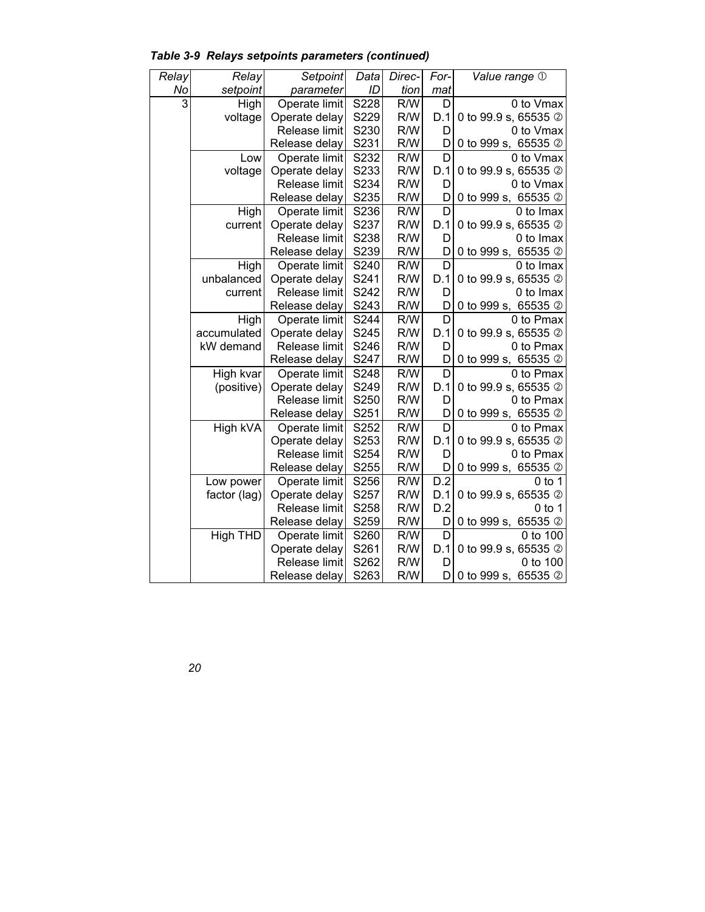*Table 3-9 Relays setpoints parameters (continued)*

| *Relay No* | *Relay setpoint* | *Setpoint parameter* | *Data ID* | *Direction* | *Format* | *Value range* ① |
|---|---|---|---|---|---|---|
| 3 | High voltage | Operate limit | S228 | R/W | D | 0 to Vmax |
| | | Operate delay | S229 | R/W | D.1 | 0 to 99.9 s, 65535 ② |
| | | Release limit | S230 | R/W | D | 0 to Vmax |
| | | Release delay | S231 | R/W | D | 0 to 999 s, 65535 ② |
| | Low voltage | Operate limit | S232 | R/W | D | 0 to Vmax |
| | | Operate delay | S233 | R/W | D.1 | 0 to 99.9 s, 65535 ② |
| | | Release limit | S234 | R/W | D | 0 to Vmax |
| | | Release delay | S235 | R/W | D | 0 to 999 s, 65535 ② |
| | High current | Operate limit | S236 | R/W | D | 0 to Imax |
| | | Operate delay | S237 | R/W | D.1 | 0 to 99.9 s, 65535 ② |
| | | Release limit | S238 | R/W | D | 0 to Imax |
| | | Release delay | S239 | R/W | D | 0 to 999 s, 65535 ② |
| | High unbalanced current | Operate limit | S240 | R/W | D | 0 to Imax |
| | | Operate delay | S241 | R/W | D.1 | 0 to 99.9 s, 65535 ② |
| | | Release limit | S242 | R/W | D | 0 to Imax |
| | | Release delay | S243 | R/W | D | 0 to 999 s, 65535 ② |
| | High accumulated kW demand | Operate limit | S244 | R/W | D | 0 to Pmax |
| | | Operate delay | S245 | R/W | D.1 | 0 to 99.9 s, 65535 ② |
| | | Release limit | S246 | R/W | D | 0 to Pmax |
| | | Release delay | S247 | R/W | D | 0 to 999 s, 65535 ② |
| | High kvar (positive) | Operate limit | S248 | R/W | D | 0 to Pmax |
| | | Operate delay | S249 | R/W | D.1 | 0 to 99.9 s, 65535 ② |
| | | Release limit | S250 | R/W | D | 0 to Pmax |
| | | Release delay | S251 | R/W | D | 0 to 999 s, 65535 ② |
| | High kVA | Operate limit | S252 | R/W | D | 0 to Pmax |
| | | Operate delay | S253 | R/W | D.1 | 0 to 99.9 s, 65535 ② |
| | | Release limit | S254 | R/W | D | 0 to Pmax |
| | | Release delay | S255 | R/W | D | 0 to 999 s, 65535 ② |
| | Low power factor (lag) | Operate limit | S256 | R/W | D.2 | 0 to 1 |
| | | Operate delay | S257 | R/W | D.1 | 0 to 99.9 s, 65535 ② |
| | | Release limit | S258 | R/W | D.2 | 0 to 1 |
| | | Release delay | S259 | R/W | D | 0 to 999 s, 65535 ② |
| | High THD | Operate limit | S260 | R/W | D | 0 to 100 |
| | | Operate delay | S261 | R/W | D.1 | 0 to 99.9 s, 65535 ② |
| | | Release limit | S262 | R/W | D | 0 to 100 |
| | | Release delay | S263 | R/W | D | 0 to 999 s, 65535 ② |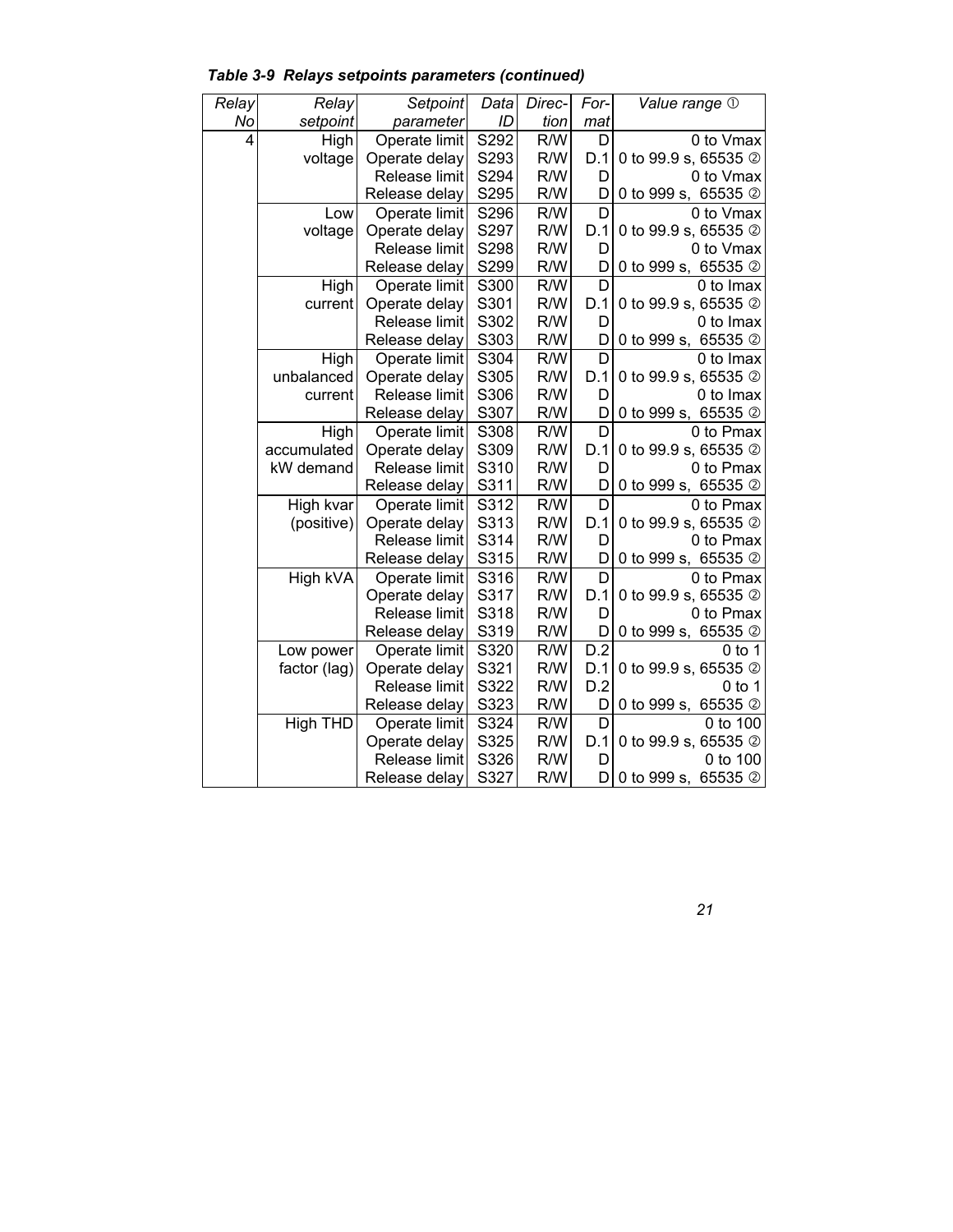*Table 3-9 Relays setpoints parameters (continued)*

| Relay No | Relay setpoint | Setpoint parameter | Data ID | Direction | Format | Value range ① |
|---|---|---|---|---|---|---|
| 4 | High voltage | Operate limit | S292 | R/W | D | 0 to Vmax |
| | | Operate delay | S293 | R/W | D.1 | 0 to 99.9 s, 65535 ② |
| | | Release limit | S294 | R/W | D | 0 to Vmax |
| | | Release delay | S295 | R/W | D | 0 to 999 s, 65535 ② |
| | Low voltage | Operate limit | S296 | R/W | D | 0 to Vmax |
| | | Operate delay | S297 | R/W | D.1 | 0 to 99.9 s, 65535 ② |
| | | Release limit | S298 | R/W | D | 0 to Vmax |
| | | Release delay | S299 | R/W | D | 0 to 999 s, 65535 ② |
| | High current | Operate limit | S300 | R/W | D | 0 to Imax |
| | | Operate delay | S301 | R/W | D.1 | 0 to 99.9 s, 65535 ② |
| | | Release limit | S302 | R/W | D | 0 to Imax |
| | | Release delay | S303 | R/W | D | 0 to 999 s, 65535 ② |
| | High unbalanced current | Operate limit | S304 | R/W | D | 0 to Imax |
| | | Operate delay | S305 | R/W | D.1 | 0 to 99.9 s, 65535 ② |
| | | Release limit | S306 | R/W | D | 0 to Imax |
| | | Release delay | S307 | R/W | D | 0 to 999 s, 65535 ② |
| | High accumulated kW demand | Operate limit | S308 | R/W | D | 0 to Pmax |
| | | Operate delay | S309 | R/W | D.1 | 0 to 99.9 s, 65535 ② |
| | | Release limit | S310 | R/W | D | 0 to Pmax |
| | | Release delay | S311 | R/W | D | 0 to 999 s, 65535 ② |
| | High kvar (positive) | Operate limit | S312 | R/W | D | 0 to Pmax |
| | | Operate delay | S313 | R/W | D.1 | 0 to 99.9 s, 65535 ② |
| | | Release limit | S314 | R/W | D | 0 to Pmax |
| | | Release delay | S315 | R/W | D | 0 to 999 s, 65535 ② |
| | High kVA | Operate limit | S316 | R/W | D | 0 to Pmax |
| | | Operate delay | S317 | R/W | D.1 | 0 to 99.9 s, 65535 ② |
| | | Release limit | S318 | R/W | D | 0 to Pmax |
| | | Release delay | S319 | R/W | D | 0 to 999 s, 65535 ② |
| | Low power factor (lag) | Operate limit | S320 | R/W | D.2 | 0 to 1 |
| | | Operate delay | S321 | R/W | D.1 | 0 to 99.9 s, 65535 ② |
| | | Release limit | S322 | R/W | D.2 | 0 to 1 |
| | | Release delay | S323 | R/W | D | 0 to 999 s, 65535 ② |
| | High THD | Operate limit | S324 | R/W | D | 0 to 100 |
| | | Operate delay | S325 | R/W | D.1 | 0 to 99.9 s, 65535 ② |
| | | Release limit | S326 | R/W | D | 0 to 100 |
| | | Release delay | S327 | R/W | D | 0 to 999 s, 65535 ② |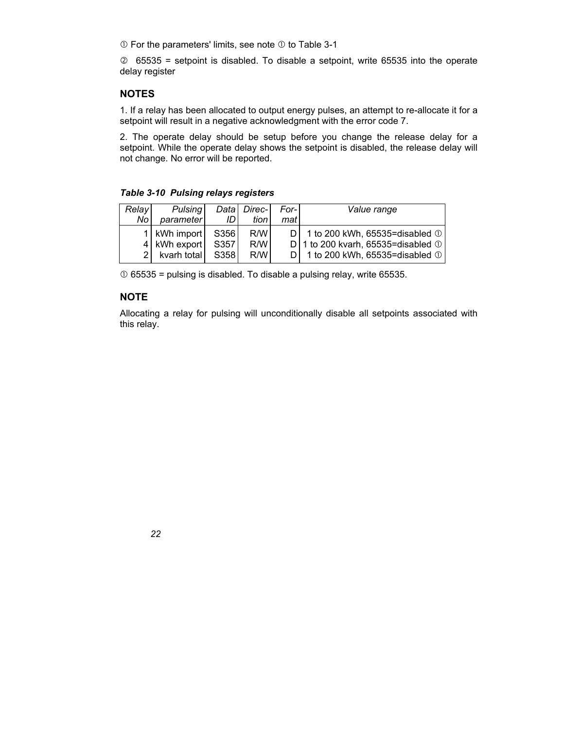① For the parameters' limits, see note ① to Table 3-1

② 65535 = setpoint is disabled. To disable a setpoint, write 65535 into the operate delay register

## NOTES

1. If a relay has been allocated to output energy pulses, an attempt to re-allocate it for a setpoint will result in a negative acknowledgment with the error code 7.

2. The operate delay should be setup before you change the release delay for a setpoint. While the operate delay shows the setpoint is disabled, the release delay will not change. No error will be reported.

***Table 3-10 Pulsing relays registers***

| *Relay No* | *Pulsing parameter* | *Data ID* | *Direction* | *Format* | *Value range* |
|---|---|---|---|---|---|
| 1 | kWh import | S356 | R/W | D | 1 to 200 kWh, 65535=disabled ① |
| 4 | kWh export | S357 | R/W | D | 1 to 200 kvarh, 65535=disabled ① |
| 2 | kvarh total | S358 | R/W | D | 1 to 200 kWh, 65535=disabled ① |

① 65535 = pulsing is disabled. To disable a pulsing relay, write 65535.

## NOTE

Allocating a relay for pulsing will unconditionally disable all setpoints associated with this relay.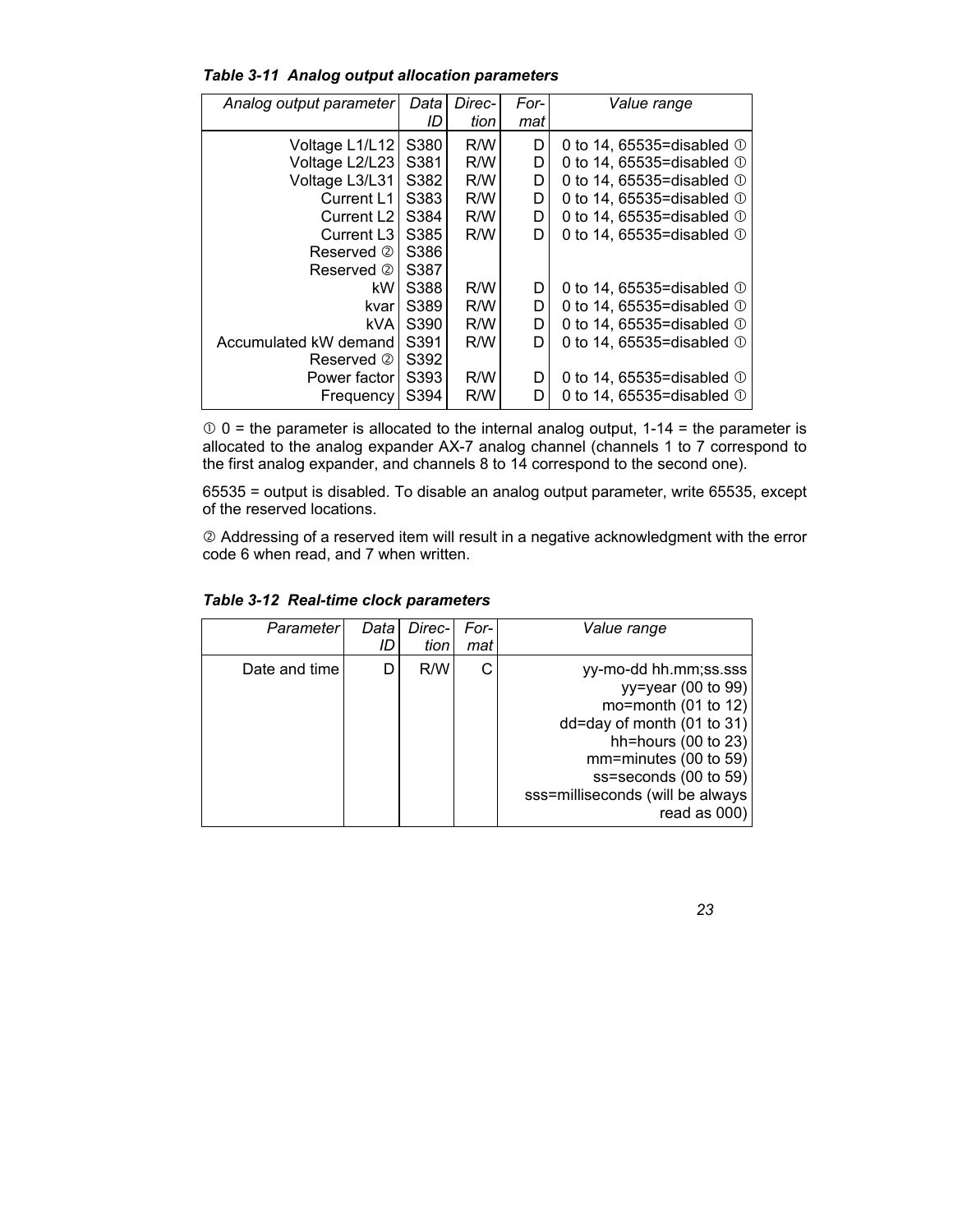*Table 3-11 Analog output allocation parameters*

| Analog output parameter | Data ID | Direction | Format | Value range |
|---|---|---|---|---|
| Voltage L1/L12 | S380 | R/W | D | 0 to 14, 65535=disabled ① |
| Voltage L2/L23 | S381 | R/W | D | 0 to 14, 65535=disabled ① |
| Voltage L3/L31 | S382 | R/W | D | 0 to 14, 65535=disabled ① |
| Current L1 | S383 | R/W | D | 0 to 14, 65535=disabled ① |
| Current L2 | S384 | R/W | D | 0 to 14, 65535=disabled ① |
| Current L3 | S385 | R/W | D | 0 to 14, 65535=disabled ① |
| Reserved ② | S386 | | | |
| Reserved ② | S387 | | | |
| kW | S388 | R/W | D | 0 to 14, 65535=disabled ① |
| kvar | S389 | R/W | D | 0 to 14, 65535=disabled ① |
| kVA | S390 | R/W | D | 0 to 14, 65535=disabled ① |
| Accumulated kW demand | S391 | R/W | D | 0 to 14, 65535=disabled ① |
| Reserved ② | S392 | | | |
| Power factor | S393 | R/W | D | 0 to 14, 65535=disabled ① |
| Frequency | S394 | R/W | D | 0 to 14, 65535=disabled ① |

① 0 = the parameter is allocated to the internal analog output, 1-14 = the parameter is allocated to the analog expander AX-7 analog channel (channels 1 to 7 correspond to the first analog expander, and channels 8 to 14 correspond to the second one).

65535 = output is disabled. To disable an analog output parameter, write 65535, except of the reserved locations.

② Addressing of a reserved item will result in a negative acknowledgment with the error code 6 when read, and 7 when written.

*Table 3-12 Real-time clock parameters*

| Parameter | Data ID | Direction | Format | Value range |
|---|---|---|---|---|
| Date and time | D | R/W | C | yy-mo-dd hh.mm;ss.sss<br>yy=year (00 to 99)<br>mo=month (01 to 12)<br>dd=day of month (01 to 31)<br>hh=hours (00 to 23)<br>mm=minutes (00 to 59)<br>ss=seconds (00 to 59)<br>sss=milliseconds (will be always read as 000) |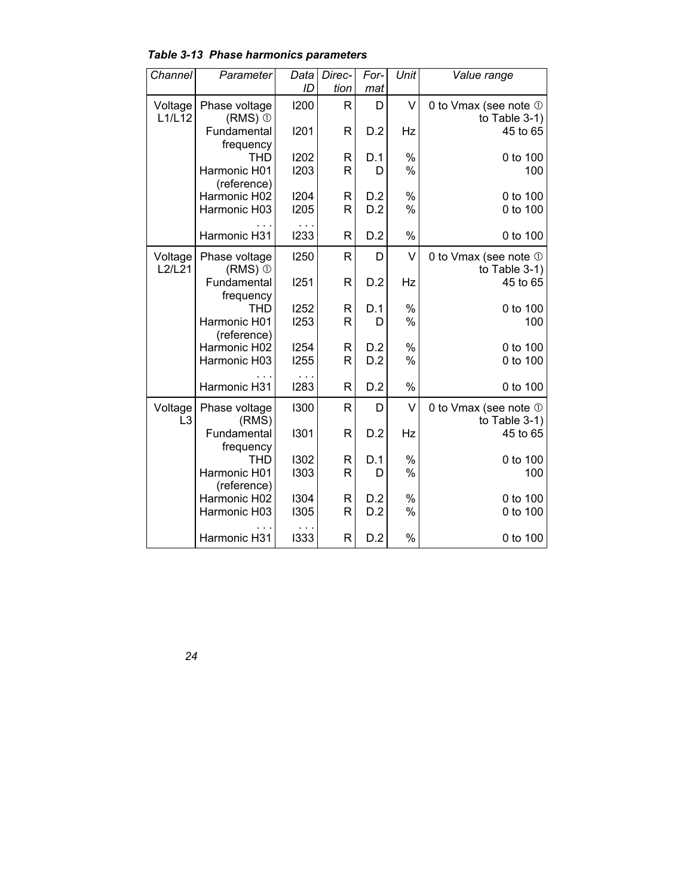*Table 3-13 Phase harmonics parameters*

| *Channel* | *Parameter* | *Data ID* | *Direction* | *Format* | *Unit* | *Value range* |
|---|---|---|---|---|---|---|
| Voltage L1/L12 | Phase voltage (RMS) ① | I200 | R | D | V | 0 to Vmax (see note ① to Table 3-1) |
| | Fundamental frequency | I201 | R | D.2 | Hz | 45 to 65 |
| | THD | I202 | R | D.1 | % | 0 to 100 |
| | Harmonic H01 (reference) | I203 | R | D | % | 100 |
| | Harmonic H02 | I204 | R | D.2 | % | 0 to 100 |
| | Harmonic H03 | I205 | R | D.2 | % | 0 to 100 |
| | . . . | . . . | | | | |
| | Harmonic H31 | I233 | R | D.2 | % | 0 to 100 |
| Voltage L2/L21 | Phase voltage (RMS) ① | I250 | R | D | V | 0 to Vmax (see note ① to Table 3-1) |
| | Fundamental frequency | I251 | R | D.2 | Hz | 45 to 65 |
| | THD | I252 | R | D.1 | % | 0 to 100 |
| | Harmonic H01 (reference) | I253 | R | D | % | 100 |
| | Harmonic H02 | I254 | R | D.2 | % | 0 to 100 |
| | Harmonic H03 | I255 | R | D.2 | % | 0 to 100 |
| | . . . | . . . | | | | |
| | Harmonic H31 | I283 | R | D.2 | % | 0 to 100 |
| Voltage L3 | Phase voltage (RMS) | I300 | R | D | V | 0 to Vmax (see note ① to Table 3-1) |
| | Fundamental frequency | I301 | R | D.2 | Hz | 45 to 65 |
| | THD | I302 | R | D.1 | % | 0 to 100 |
| | Harmonic H01 (reference) | I303 | R | D | % | 100 |
| | Harmonic H02 | I304 | R | D.2 | % | 0 to 100 |
| | Harmonic H03 | I305 | R | D.2 | % | 0 to 100 |
| | . . . | . . . | | | | |
| | Harmonic H31 | I333 | R | D.2 | % | 0 to 100 |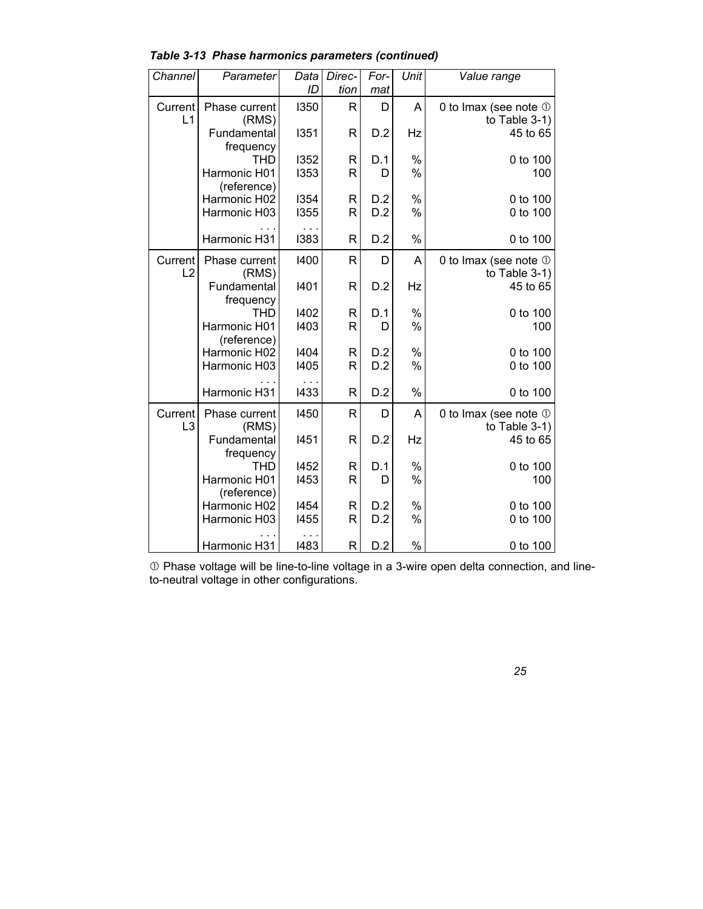*Table 3-13 Phase harmonics parameters (continued)*

| Channel | Parameter | Data ID | Direc-tion | For-mat | Unit | Value range |
|---|---|---|---|---|---|---|
| Current L1 | Phase current (RMS) | I350 | R | D | A | 0 to Imax (see note ① to Table 3-1) |
| | Fundamental frequency | I351 | R | D.2 | Hz | 45 to 65 |
| | THD | I352 | R | D.1 | % | 0 to 100 |
| | Harmonic H01 (reference) | I353 | R | D | % | 100 |
| | Harmonic H02 | I354 | R | D.2 | % | 0 to 100 |
| | Harmonic H03 | I355 | R | D.2 | % | 0 to 100 |
| | . . . | . . . | | | | |
| | Harmonic H31 | I383 | R | D.2 | % | 0 to 100 |
| Current L2 | Phase current (RMS) | I400 | R | D | A | 0 to Imax (see note ① to Table 3-1) |
| | Fundamental frequency | I401 | R | D.2 | Hz | 45 to 65 |
| | THD | I402 | R | D.1 | % | 0 to 100 |
| | Harmonic H01 (reference) | I403 | R | D | % | 100 |
| | Harmonic H02 | I404 | R | D.2 | % | 0 to 100 |
| | Harmonic H03 | I405 | R | D.2 | % | 0 to 100 |
| | . . . | . . . | | | | |
| | Harmonic H31 | I433 | R | D.2 | % | 0 to 100 |
| Current L3 | Phase current (RMS) | I450 | R | D | A | 0 to Imax (see note ① to Table 3-1) |
| | Fundamental frequency | I451 | R | D.2 | Hz | 45 to 65 |
| | THD | I452 | R | D.1 | % | 0 to 100 |
| | Harmonic H01 (reference) | I453 | R | D | % | 100 |
| | Harmonic H02 | I454 | R | D.2 | % | 0 to 100 |
| | Harmonic H03 | I455 | R | D.2 | % | 0 to 100 |
| | . . . | . . . | | | | |
| | Harmonic H31 | I483 | R | D.2 | % | 0 to 100 |

① Phase voltage will be line-to-line voltage in a 3-wire open delta connection, and line-to-neutral voltage in other configurations.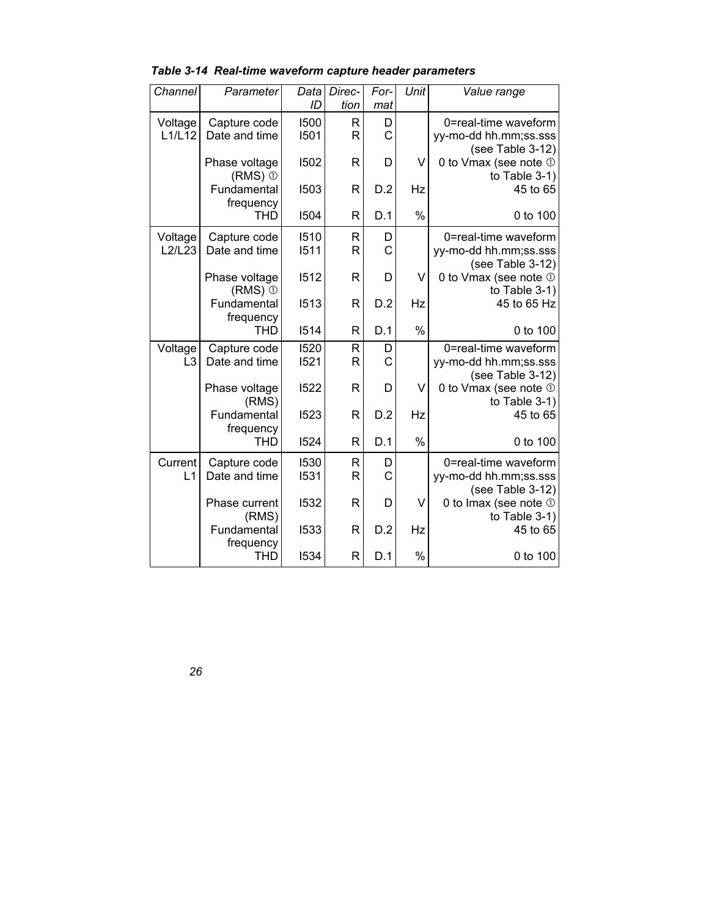*Table 3-14 Real-time waveform capture header parameters*

| *Channel* | *Parameter* | *Data ID* | *Direction* | *Format* | *Unit* | *Value range* |
|---|---|---|---|---|---|---|
| Voltage L1/L12 | Capture code | I500 | R | D | | 0=real-time waveform |
| | Date and time | I501 | R | C | | yy-mo-dd hh.mm;ss.sss (see Table 3-12) |
| | Phase voltage (RMS) ① | I502 | R | D | V | 0 to Vmax (see note ① to Table 3-1) |
| | Fundamental frequency | I503 | R | D.2 | Hz | 45 to 65 |
| | THD | I504 | R | D.1 | % | 0 to 100 |
| Voltage L2/L23 | Capture code | I510 | R | D | | 0=real-time waveform |
| | Date and time | I511 | R | C | | yy-mo-dd hh.mm;ss.sss (see Table 3-12) |
| | Phase voltage (RMS) ① | I512 | R | D | V | 0 to Vmax (see note ① to Table 3-1) |
| | Fundamental frequency | I513 | R | D.2 | Hz | 45 to 65 Hz |
| | THD | I514 | R | D.1 | % | 0 to 100 |
| Voltage L3 | Capture code | I520 | R | D | | 0=real-time waveform |
| | Date and time | I521 | R | C | | yy-mo-dd hh.mm;ss.sss (see Table 3-12) |
| | Phase voltage (RMS) | I522 | R | D | V | 0 to Vmax (see note ① to Table 3-1) |
| | Fundamental frequency | I523 | R | D.2 | Hz | 45 to 65 |
| | THD | I524 | R | D.1 | % | 0 to 100 |
| Current L1 | Capture code | I530 | R | D | | 0=real-time waveform |
| | Date and time | I531 | R | C | | yy-mo-dd hh.mm;ss.sss (see Table 3-12) |
| | Phase current (RMS) | I532 | R | D | V | 0 to Imax (see note ① to Table 3-1) |
| | Fundamental frequency | I533 | R | D.2 | Hz | 45 to 65 |
| | THD | I534 | R | D.1 | % | 0 to 100 |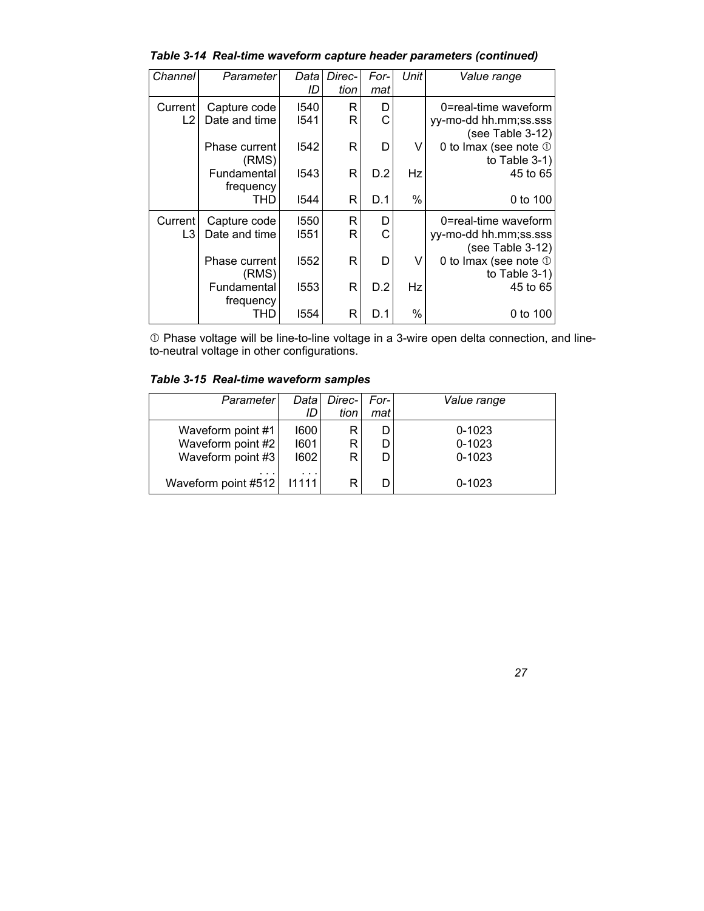***Table 3-14 Real-time waveform capture header parameters (continued)***

| *Channel* | *Parameter* | *Data ID* | *Direc-tion* | *For-mat* | *Unit* | *Value range* |
|---|---|---|---|---|---|---|
| Current L2 | Capture code | I540 | R | D | | 0=real-time waveform |
| | Date and time | I541 | R | C | | yy-mo-dd hh.mm;ss.sss (see Table 3-12) |
| | Phase current (RMS) | I542 | R | D | V | 0 to Imax (see note ① to Table 3-1) |
| | Fundamental frequency | I543 | R | D.2 | Hz | 45 to 65 |
| | THD | I544 | R | D.1 | % | 0 to 100 |
| Current L3 | Capture code | I550 | R | D | | 0=real-time waveform |
| | Date and time | I551 | R | C | | yy-mo-dd hh.mm;ss.sss (see Table 3-12) |
| | Phase current (RMS) | I552 | R | D | V | 0 to Imax (see note ① to Table 3-1) |
| | Fundamental frequency | I553 | R | D.2 | Hz | 45 to 65 |
| | THD | I554 | R | D.1 | % | 0 to 100 |

① Phase voltage will be line-to-line voltage in a 3-wire open delta connection, and line-to-neutral voltage in other configurations.

***Table 3-15 Real-time waveform samples***

| *Parameter* | *Data ID* | *Direc-tion* | *For-mat* | *Value range* |
|---|---|---|---|---|
| Waveform point #1 | I600 | R | D | 0-1023 |
| Waveform point #2 | I601 | R | D | 0-1023 |
| Waveform point #3 | I602 | R | D | 0-1023 |
| . . . | . . . | | | |
| Waveform point #512 | I1111 | R | D | 0-1023 |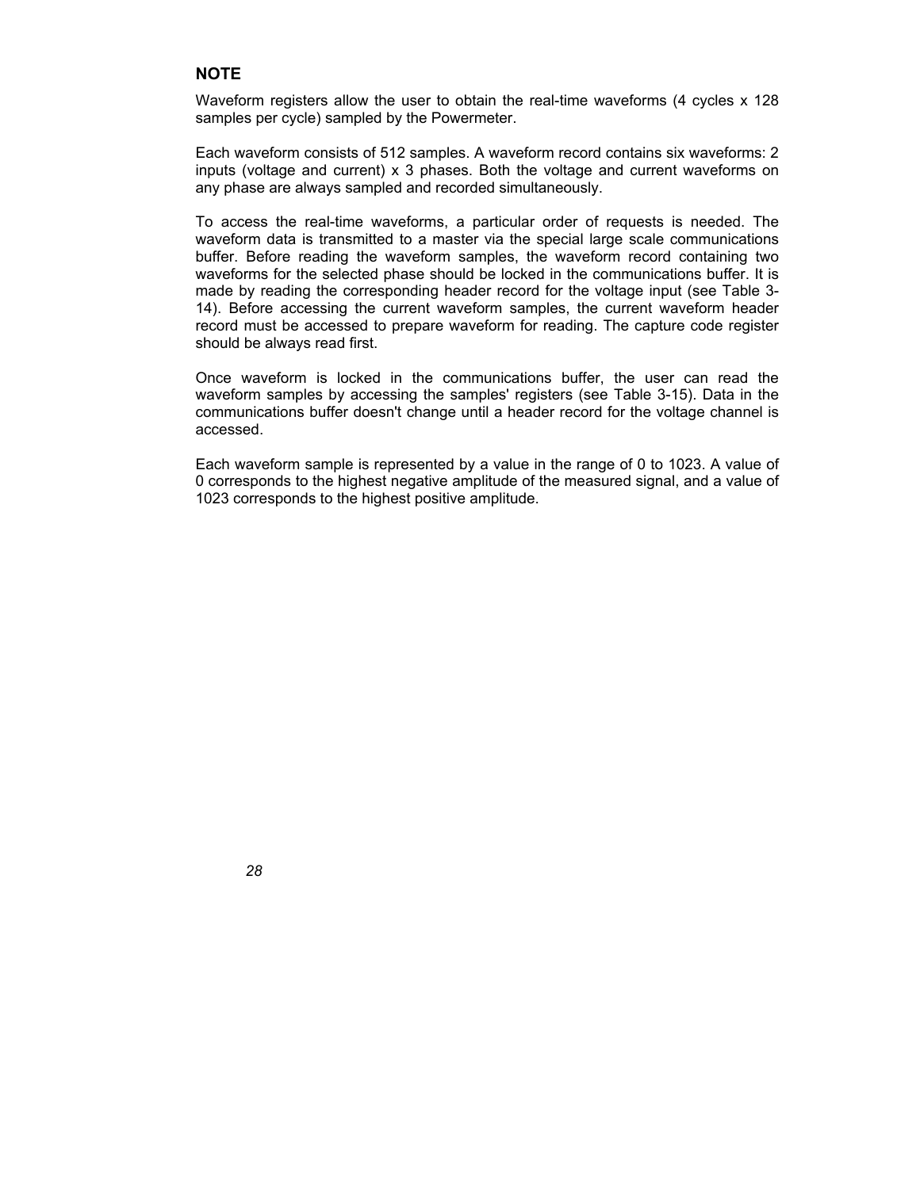**NOTE**

Waveform registers allow the user to obtain the real-time waveforms (4 cycles x 128 samples per cycle) sampled by the Powermeter.

Each waveform consists of 512 samples. A waveform record contains six waveforms: 2 inputs (voltage and current) x 3 phases. Both the voltage and current waveforms on any phase are always sampled and recorded simultaneously.

To access the real-time waveforms, a particular order of requests is needed. The waveform data is transmitted to a master via the special large scale communications buffer. Before reading the waveform samples, the waveform record containing two waveforms for the selected phase should be locked in the communications buffer. It is made by reading the corresponding header record for the voltage input (see Table 3-14). Before accessing the current waveform samples, the current waveform header record must be accessed to prepare waveform for reading. The capture code register should be always read first.

Once waveform is locked in the communications buffer, the user can read the waveform samples by accessing the samples' registers (see Table 3-15). Data in the communications buffer doesn't change until a header record for the voltage channel is accessed.

Each waveform sample is represented by a value in the range of 0 to 1023. A value of 0 corresponds to the highest negative amplitude of the measured signal, and a value of 1023 corresponds to the highest positive amplitude.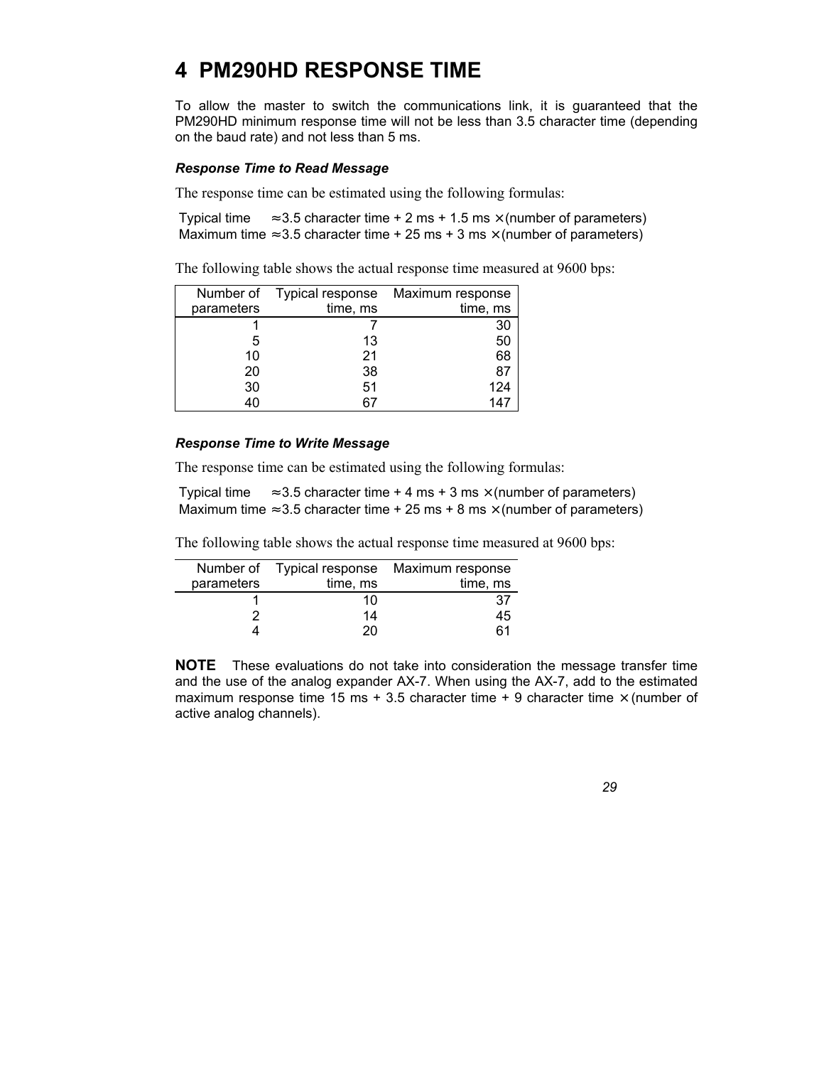# 4 PM290HD RESPONSE TIME

To allow the master to switch the communications link, it is guaranteed that the PM290HD minimum response time will not be less than 3.5 character time (depending on the baud rate) and not less than 5 ms.

### *Response Time to Read Message*

The response time can be estimated using the following formulas:

Typical time ≈3.5 character time + 2 ms + 1.5 ms ×(number of parameters)
Maximum time ≈3.5 character time + 25 ms + 3 ms ×(number of parameters)

The following table shows the actual response time measured at 9600 bps:

| Number of parameters | Typical response time, ms | Maximum response time, ms |
|---:|---:|---:|
| 1 | 7 | 30 |
| 5 | 13 | 50 |
| 10 | 21 | 68 |
| 20 | 38 | 87 |
| 30 | 51 | 124 |
| 40 | 67 | 147 |

### *Response Time to Write Message*

The response time can be estimated using the following formulas:

Typical time ≈3.5 character time + 4 ms + 3 ms ×(number of parameters)
Maximum time ≈3.5 character time + 25 ms + 8 ms ×(number of parameters)

The following table shows the actual response time measured at 9600 bps:

| Number of parameters | Typical response time, ms | Maximum response time, ms |
|---:|---:|---:|
| 1 | 10 | 37 |
| 2 | 14 | 45 |
| 4 | 20 | 61 |

**NOTE** These evaluations do not take into consideration the message transfer time and the use of the analog expander AX-7. When using the AX-7, add to the estimated maximum response time 15 ms + 3.5 character time + 9 character time ×(number of active analog channels).